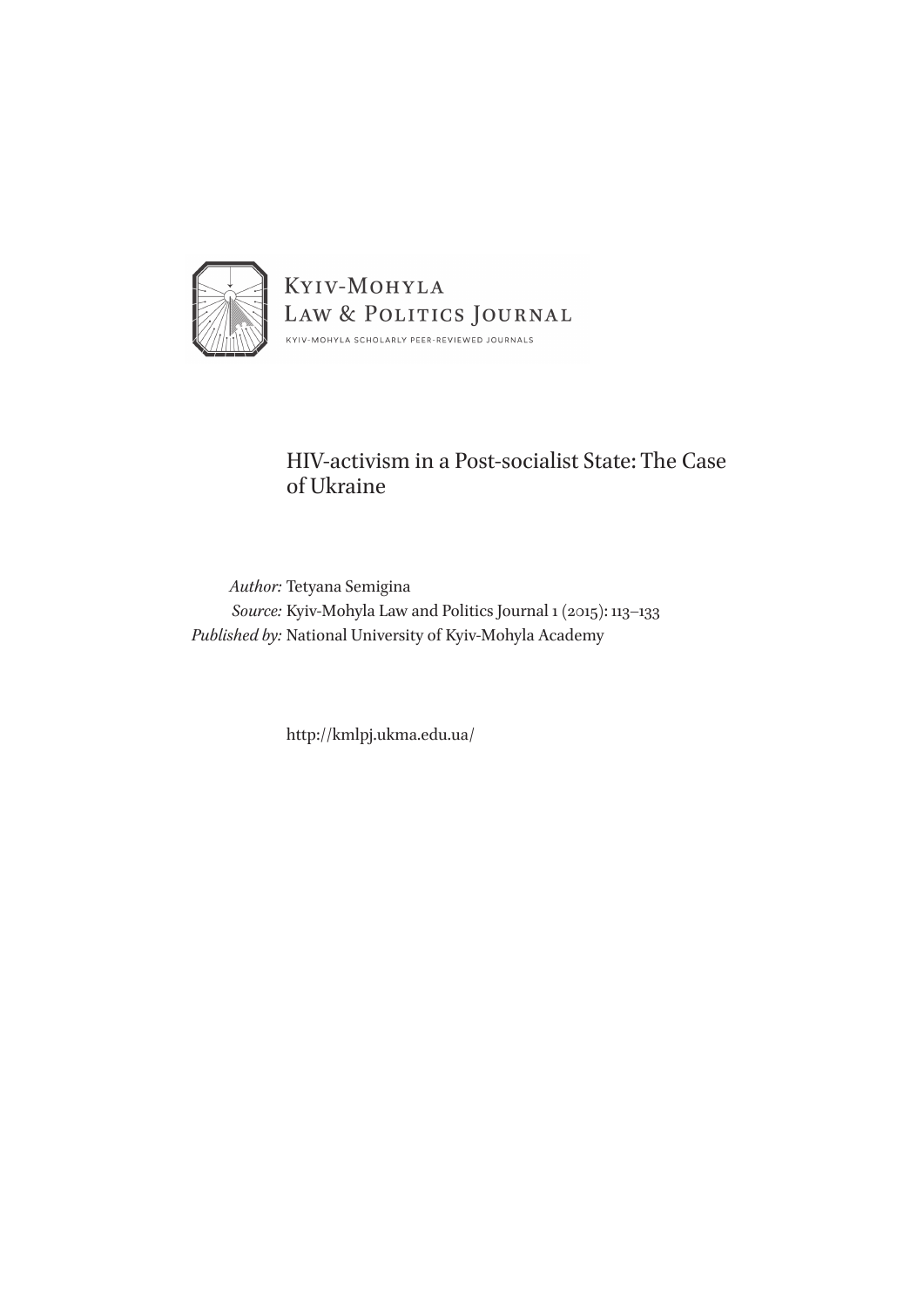Kyiv-Mohyla
Law & Politics Journal
Kyiv-Mohyla Scholarly Peer-Reviewed Journals

# HIV-activism in a Post-socialist State: The Case of Ukraine

*Author:* Tetyana Semigina
*Source:* Kyiv-Mohyla Law and Politics Journal 1 (2015): 113–133
*Published by:* National University of Kyiv-Mohyla Academy

http://kmlpj.ukma.edu.ua/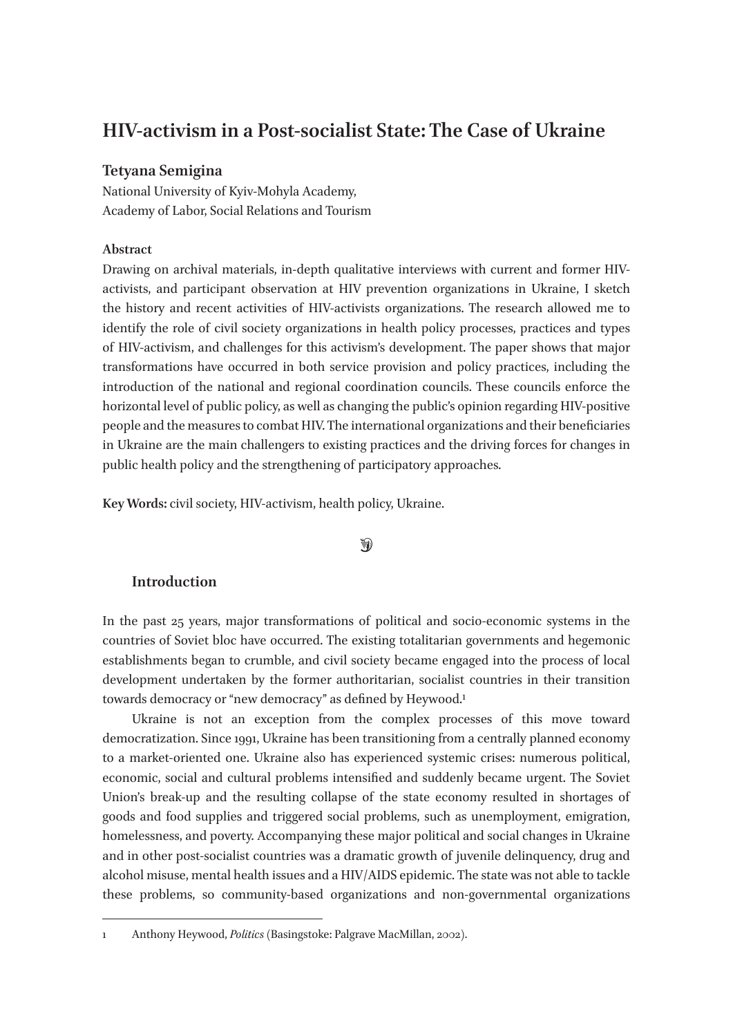# HIV-activism in a Post-socialist State: The Case of Ukraine

**Tetyana Semigina**

National University of Kyiv-Mohyla Academy,
Academy of Labor, Social Relations and Tourism

**Abstract**

Drawing on archival materials, in-depth qualitative interviews with current and former HIV-activists, and participant observation at HIV prevention organizations in Ukraine, I sketch the history and recent activities of HIV-activists organizations. The research allowed me to identify the role of civil society organizations in health policy processes, practices and types of HIV-activism, and challenges for this activism's development. The paper shows that major transformations have occurred in both service provision and policy practices, including the introduction of the national and regional coordination councils. These councils enforce the horizontal level of public policy, as well as changing the public's opinion regarding HIV-positive people and the measures to combat HIV. The international organizations and their beneficiaries in Ukraine are the main challengers to existing practices and the driving forces for changes in public health policy and the strengthening of participatory approaches.

**Key Words:** civil society, HIV-activism, health policy, Ukraine.

## Introduction

In the past 25 years, major transformations of political and socio-economic systems in the countries of Soviet bloc have occurred. The existing totalitarian governments and hegemonic establishments began to crumble, and civil society became engaged into the process of local development undertaken by the former authoritarian, socialist countries in their transition towards democracy or "new democracy" as defined by Heywood.[1]

Ukraine is not an exception from the complex processes of this move toward democratization. Since 1991, Ukraine has been transitioning from a centrally planned economy to a market-oriented one. Ukraine also has experienced systemic crises: numerous political, economic, social and cultural problems intensified and suddenly became urgent. The Soviet Union's break-up and the resulting collapse of the state economy resulted in shortages of goods and food supplies and triggered social problems, such as unemployment, emigration, homelessness, and poverty. Accompanying these major political and social changes in Ukraine and in other post-socialist countries was a dramatic growth of juvenile delinquency, drug and alcohol misuse, mental health issues and a HIV/AIDS epidemic. The state was not able to tackle these problems, so community-based organizations and non-governmental organizations

---

1 Anthony Heywood, *Politics* (Basingstoke: Palgrave MacMillan, 2002).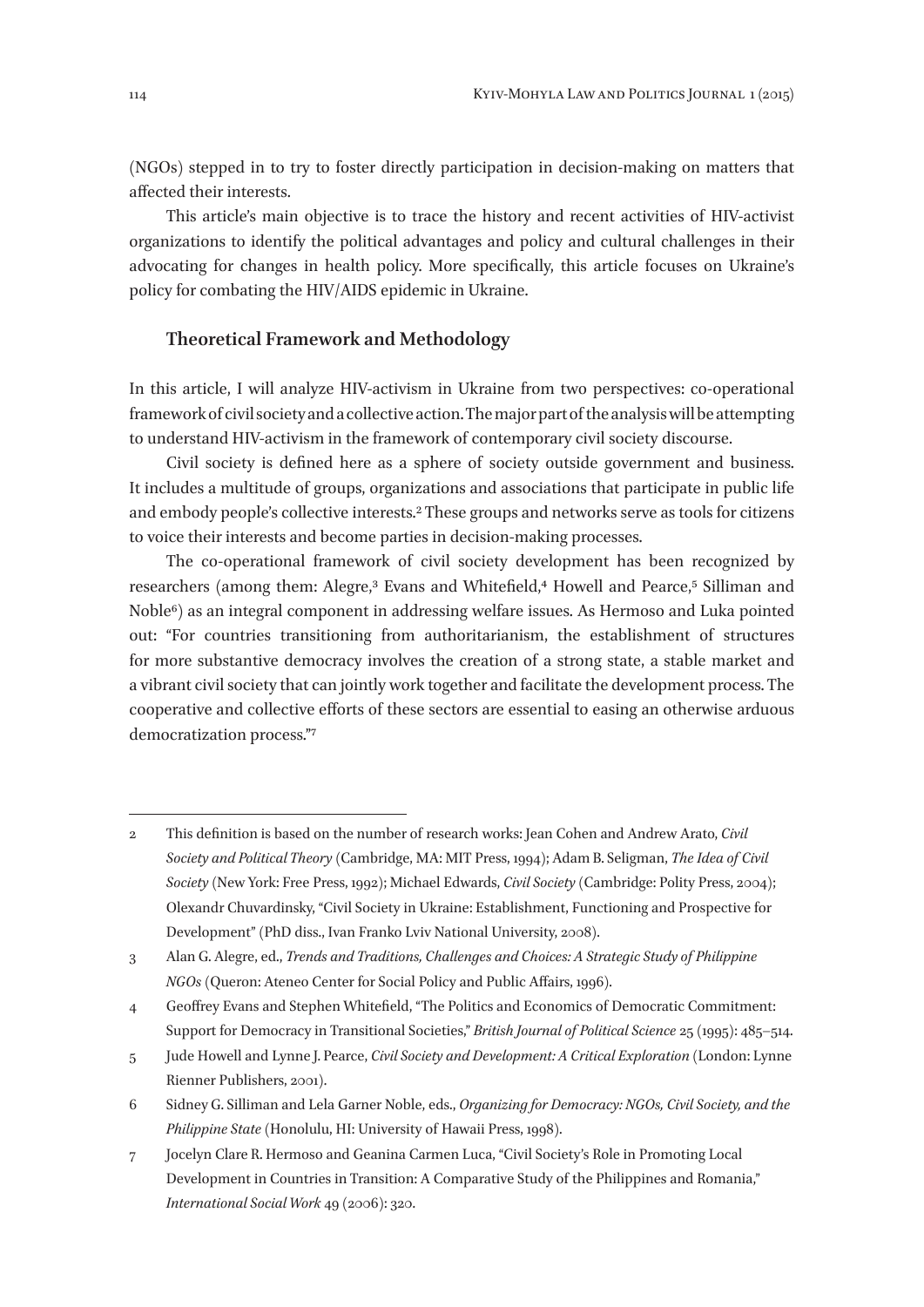(NGOs) stepped in to try to foster directly participation in decision-making on matters that affected their interests.

This article's main objective is to trace the history and recent activities of HIV-activist organizations to identify the political advantages and policy and cultural challenges in their advocating for changes in health policy. More specifically, this article focuses on Ukraine's policy for combating the HIV/AIDS epidemic in Ukraine.

## Theoretical Framework and Methodology

In this article, I will analyze HIV-activism in Ukraine from two perspectives: co-operational framework of civil society and a collective action. The major part of the analysis will be attempting to understand HIV-activism in the framework of contemporary civil society discourse.

Civil society is defined here as a sphere of society outside government and business. It includes a multitude of groups, organizations and associations that participate in public life and embody people's collective interests.[2] These groups and networks serve as tools for citizens to voice their interests and become parties in decision-making processes.

The co-operational framework of civil society development has been recognized by researchers (among them: Alegre,[3] Evans and Whitefield,[4] Howell and Pearce,[5] Silliman and Noble[6]) as an integral component in addressing welfare issues. As Hermoso and Luka pointed out: "For countries transitioning from authoritarianism, the establishment of structures for more substantive democracy involves the creation of a strong state, a stable market and a vibrant civil society that can jointly work together and facilitate the development process. The cooperative and collective efforts of these sectors are essential to easing an otherwise arduous democratization process."[7]

---

2 This definition is based on the number of research works: Jean Cohen and Andrew Arato, *Civil Society and Political Theory* (Cambridge, MA: MIT Press, 1994); Adam B. Seligman, *The Idea of Civil Society* (New York: Free Press, 1992); Michael Edwards, *Civil Society* (Cambridge: Polity Press, 2004); Olexandr Chuvardinsky, "Civil Society in Ukraine: Establishment, Functioning and Prospective for Development" (PhD diss., Ivan Franko Lviv National University, 2008).

3 Alan G. Alegre, ed., *Trends and Traditions, Challenges and Choices: A Strategic Study of Philippine NGOs* (Queron: Ateneo Center for Social Policy and Public Affairs, 1996).

4 Geoffrey Evans and Stephen Whitefield, "The Politics and Economics of Democratic Commitment: Support for Democracy in Transitional Societies," *British Journal of Political Science* 25 (1995): 485–514.

5 Jude Howell and Lynne J. Pearce, *Civil Society and Development: A Critical Exploration* (London: Lynne Rienner Publishers, 2001).

6 Sidney G. Silliman and Lela Garner Noble, eds., *Organizing for Democracy: NGOs, Civil Society, and the Philippine State* (Honolulu, HI: University of Hawaii Press, 1998).

7 Jocelyn Clare R. Hermoso and Geanina Carmen Luca, "Civil Society's Role in Promoting Local Development in Countries in Transition: A Comparative Study of the Philippines and Romania," *International Social Work* 49 (2006): 320.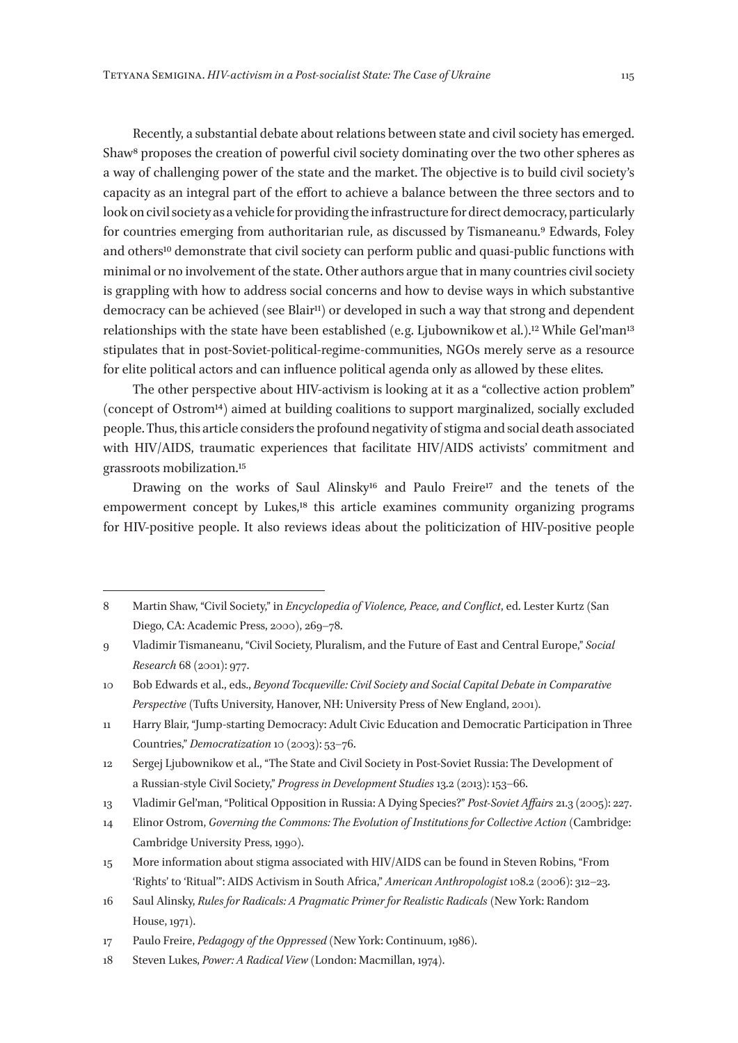Recently, a substantial debate about relations between state and civil society has emerged. Shaw[8] proposes the creation of powerful civil society dominating over the two other spheres as a way of challenging power of the state and the market. The objective is to build civil society's capacity as an integral part of the effort to achieve a balance between the three sectors and to look on civil society as a vehicle for providing the infrastructure for direct democracy, particularly for countries emerging from authoritarian rule, as discussed by Tismaneanu.[9] Edwards, Foley and others[10] demonstrate that civil society can perform public and quasi-public functions with minimal or no involvement of the state. Other authors argue that in many countries civil society is grappling with how to address social concerns and how to devise ways in which substantive democracy can be achieved (see Blair[11]) or developed in such a way that strong and dependent relationships with the state have been established (e.g. Ljubownikow et al.).[12] While Gel'man[13] stipulates that in post-Soviet-political-regime-communities, NGOs merely serve as a resource for elite political actors and can influence political agenda only as allowed by these elites.

The other perspective about HIV-activism is looking at it as a "collective action problem" (concept of Ostrom[14]) aimed at building coalitions to support marginalized, socially excluded people. Thus, this article considers the profound negativity of stigma and social death associated with HIV/AIDS, traumatic experiences that facilitate HIV/AIDS activists' commitment and grassroots mobilization.[15]

Drawing on the works of Saul Alinsky[16] and Paulo Freire[17] and the tenets of the empowerment concept by Lukes,[18] this article examines community organizing programs for HIV-positive people. It also reviews ideas about the politicization of HIV-positive people

---

8 Martin Shaw, "Civil Society," in *Encyclopedia of Violence, Peace, and Conflict*, ed. Lester Kurtz (San Diego, CA: Academic Press, 2000), 269–78.

9 Vladimir Tismaneanu, "Civil Society, Pluralism, and the Future of East and Central Europe," *Social Research* 68 (2001): 977.

10 Bob Edwards et al., eds., *Beyond Tocqueville: Civil Society and Social Capital Debate in Comparative Perspective* (Tufts University, Hanover, NH: University Press of New England, 2001).

11 Harry Blair, "Jump-starting Democracy: Adult Civic Education and Democratic Participation in Three Countries," *Democratization* 10 (2003): 53–76.

12 Sergej Ljubownikow et al., "The State and Civil Society in Post-Soviet Russia: The Development of a Russian-style Civil Society," *Progress in Development Studies* 13.2 (2013): 153–66.

13 Vladimir Gel'man, "Political Opposition in Russia: A Dying Species?" *Post-Soviet Affairs* 21.3 (2005): 227.

14 Elinor Ostrom, *Governing the Commons: The Evolution of Institutions for Collective Action* (Cambridge: Cambridge University Press, 1990).

15 More information about stigma associated with HIV/AIDS can be found in Steven Robins, "From 'Rights' to 'Ritual'": AIDS Activism in South Africa," *American Anthropologist* 108.2 (2006): 312–23.

16 Saul Alinsky, *Rules for Radicals: A Pragmatic Primer for Realistic Radicals* (New York: Random House, 1971).

17 Paulo Freire, *Pedagogy of the Oppressed* (New York: Continuum, 1986).

18 Steven Lukes, *Power: A Radical View* (London: Macmillan, 1974).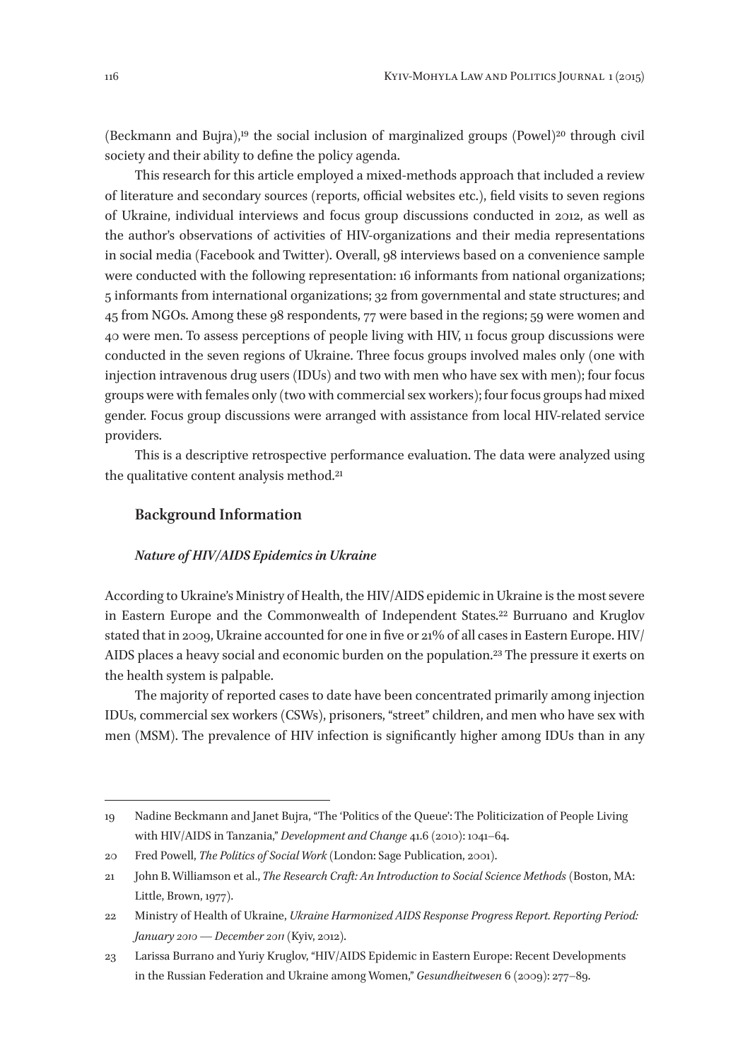(Beckmann and Bujra),[19] the social inclusion of marginalized groups (Powel)[20] through civil society and their ability to define the policy agenda.

This research for this article employed a mixed-methods approach that included a review of literature and secondary sources (reports, official websites etc.), field visits to seven regions of Ukraine, individual interviews and focus group discussions conducted in 2012, as well as the author's observations of activities of HIV-organizations and their media representations in social media (Facebook and Twitter). Overall, 98 interviews based on a convenience sample were conducted with the following representation: 16 informants from national organizations; 5 informants from international organizations; 32 from governmental and state structures; and 45 from NGOs. Among these 98 respondents, 77 were based in the regions; 59 were women and 40 were men. To assess perceptions of people living with HIV, 11 focus group discussions were conducted in the seven regions of Ukraine. Three focus groups involved males only (one with injection intravenous drug users (IDUs) and two with men who have sex with men); four focus groups were with females only (two with commercial sex workers); four focus groups had mixed gender. Focus group discussions were arranged with assistance from local HIV-related service providers.

This is a descriptive retrospective performance evaluation. The data were analyzed using the qualitative content analysis method.[21]

## Background Information

### *Nature of HIV/AIDS Epidemics in Ukraine*

According to Ukraine's Ministry of Health, the HIV/AIDS epidemic in Ukraine is the most severe in Eastern Europe and the Commonwealth of Independent States.[22] Burruano and Kruglov stated that in 2009, Ukraine accounted for one in five or 21% of all cases in Eastern Europe. HIV/AIDS places a heavy social and economic burden on the population.[23] The pressure it exerts on the health system is palpable.

The majority of reported cases to date have been concentrated primarily among injection IDUs, commercial sex workers (CSWs), prisoners, "street" children, and men who have sex with men (MSM). The prevalence of HIV infection is significantly higher among IDUs than in any

---

19 Nadine Beckmann and Janet Bujra, "The 'Politics of the Queue': The Politicization of People Living with HIV/AIDS in Tanzania," *Development and Change* 41.6 (2010): 1041–64.

20 Fred Powell, *The Politics of Social Work* (London: Sage Publication, 2001).

21 John B. Williamson et al., *The Research Craft: An Introduction to Social Science Methods* (Boston, MA: Little, Brown, 1977).

22 Ministry of Health of Ukraine, *Ukraine Harmonized AIDS Response Progress Report. Reporting Period: January 2010 — December 2011* (Kyiv, 2012).

23 Larissa Burrano and Yuriy Kruglov, "HIV/AIDS Epidemic in Eastern Europe: Recent Developments in the Russian Federation and Ukraine among Women," *Gesundheitwesen* 6 (2009): 277–89.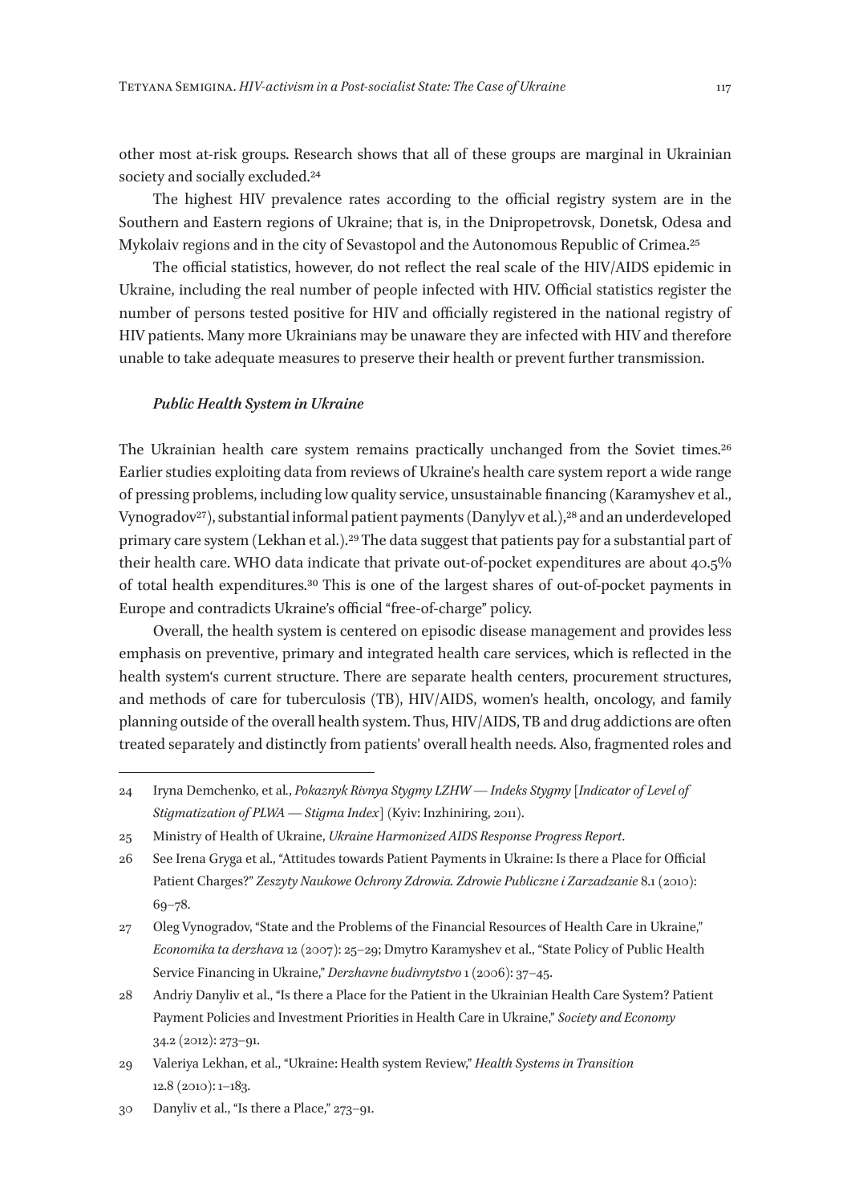other most at-risk groups. Research shows that all of these groups are marginal in Ukrainian society and socially excluded.[24]

The highest HIV prevalence rates according to the official registry system are in the Southern and Eastern regions of Ukraine; that is, in the Dnipropetrovsk, Donetsk, Odesa and Mykolaiv regions and in the city of Sevastopol and the Autonomous Republic of Crimea.[25]

The official statistics, however, do not reflect the real scale of the HIV/AIDS epidemic in Ukraine, including the real number of people infected with HIV. Official statistics register the number of persons tested positive for HIV and officially registered in the national registry of HIV patients. Many more Ukrainians may be unaware they are infected with HIV and therefore unable to take adequate measures to preserve their health or prevent further transmission.

### *Public Health System in Ukraine*

The Ukrainian health care system remains practically unchanged from the Soviet times.[26] Earlier studies exploiting data from reviews of Ukraine's health care system report a wide range of pressing problems, including low quality service, unsustainable financing (Karamyshev et al., Vynogradov[27]), substantial informal patient payments (Danylyv et al.),[28] and an underdeveloped primary care system (Lekhan et al.).[29] The data suggest that patients pay for a substantial part of their health care. WHO data indicate that private out-of-pocket expenditures are about 40.5% of total health expenditures.[30] This is one of the largest shares of out-of-pocket payments in Europe and contradicts Ukraine's official "free-of-charge" policy.

Overall, the health system is centered on episodic disease management and provides less emphasis on preventive, primary and integrated health care services, which is reflected in the health system's current structure. There are separate health centers, procurement structures, and methods of care for tuberculosis (TB), HIV/AIDS, women's health, oncology, and family planning outside of the overall health system. Thus, HIV/AIDS, TB and drug addictions are often treated separately and distinctly from patients' overall health needs. Also, fragmented roles and

---

24 Iryna Demchenko, et al., *Pokaznyk Rivnya Stygmy LZHW — Indeks Stygmy* [*Indicator of Level of Stigmatization of PLWA — Stigma Index*] (Kyiv: Inzhiniring, 2011).

25 Ministry of Health of Ukraine, *Ukraine Harmonized AIDS Response Progress Report*.

26 See Irena Gryga et al., "Attitudes towards Patient Payments in Ukraine: Is there a Place for Official Patient Charges?" *Zeszyty Naukowe Ochrony Zdrowia. Zdrowie Publiczne i Zarzadzanie* 8.1 (2010): 69–78.

27 Oleg Vynogradov, "State and the Problems of the Financial Resources of Health Care in Ukraine," *Economika ta derzhava* 12 (2007): 25–29; Dmytro Karamyshev et al., "State Policy of Public Health Service Financing in Ukraine," *Derzhavne budivnytstvo* 1 (2006): 37–45.

28 Andriy Danyliv et al., "Is there a Place for the Patient in the Ukrainian Health Care System? Patient Payment Policies and Investment Priorities in Health Care in Ukraine," *Society and Economy* 34.2 (2012): 273–91.

29 Valeriya Lekhan, et al., "Ukraine: Health system Review," *Health Systems in Transition* 12.8 (2010): 1–183.

30 Danyliv et al., "Is there a Place," 273–91.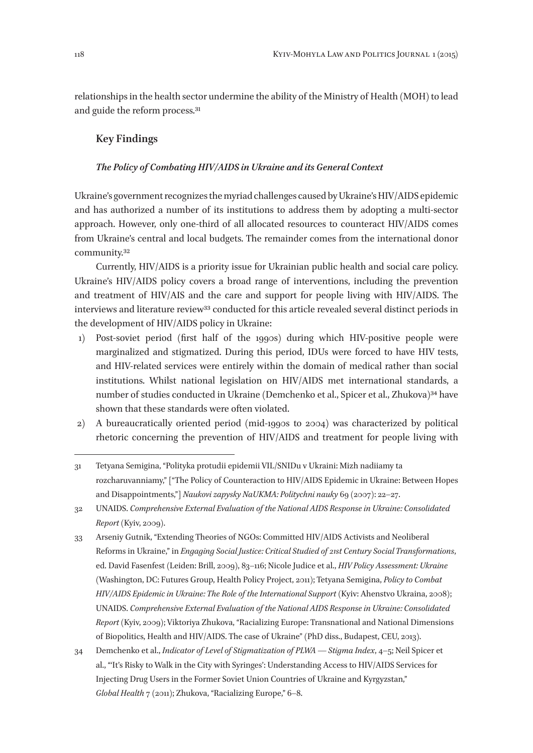relationships in the health sector undermine the ability of the Ministry of Health (MOH) to lead and guide the reform process.[31]

## Key Findings

### *The Policy of Combating HIV/AIDS in Ukraine and its General Context*

Ukraine's government recognizes the myriad challenges caused by Ukraine's HIV/AIDS epidemic and has authorized a number of its institutions to address them by adopting a multi-sector approach. However, only one-third of all allocated resources to counteract HIV/AIDS comes from Ukraine's central and local budgets. The remainder comes from the international donor community.[32]

Currently, HIV/AIDS is a priority issue for Ukrainian public health and social care policy. Ukraine's HIV/AIDS policy covers a broad range of interventions, including the prevention and treatment of HIV/AIS and the care and support for people living with HIV/AIDS. The interviews and literature review[33] conducted for this article revealed several distinct periods in the development of HIV/AIDS policy in Ukraine:

1) Post-soviet period (first half of the 1990s) during which HIV-positive people were marginalized and stigmatized. During this period, IDUs were forced to have HIV tests, and HIV-related services were entirely within the domain of medical rather than social institutions. Whilst national legislation on HIV/AIDS met international standards, a number of studies conducted in Ukraine (Demchenko et al., Spicer et al., Zhukova)[34] have shown that these standards were often violated.
2) A bureaucratically oriented period (mid-1990s to 2004) was characterized by political rhetoric concerning the prevention of HIV/AIDS and treatment for people living with

---

31 Tetyana Semigina, "Polityka protudii epidemii VIL/SNIDu v Ukraini: Mizh nadiiamy ta rozcharuvanniamy," ["The Policy of Counteraction to HIV/AIDS Epidemic in Ukraine: Between Hopes and Disappointments,"] *Naukovi zapysky NaUKMA: Politychni nauky* 69 (2007): 22–27.

32 UNAIDS. *Comprehensive External Evaluation of the National AIDS Response in Ukraine: Consolidated Report* (Kyiv, 2009).

33 Arseniy Gutnik, "Extending Theories of NGOs: Committed HIV/AIDS Activists and Neoliberal Reforms in Ukraine," in *Engaging Social Justice: Critical Studied of 21st Century Social Transformations*, ed. David Fasenfest (Leiden: Brill, 2009), 83–116; Nicole Judice et al., *HIV Policy Assessment: Ukraine* (Washington, DC: Futures Group, Health Policy Project, 2011); Tetyana Semigina, *Policy to Combat HIV/AIDS Epidemic in Ukraine: The Role of the International Support* (Kyiv: Ahenstvo Ukraina, 2008); UNAIDS. *Comprehensive External Evaluation of the National AIDS Response in Ukraine: Consolidated Report* (Kyiv, 2009); Viktoriya Zhukova, "Racializing Europe: Transnational and National Dimensions of Biopolitics, Health and HIV/AIDS. The case of Ukraine" (PhD diss., Budapest, CEU, 2013).

34 Demchenko et al., *Indicator of Level of Stigmatization of PLWA — Stigma Index*, 4–5; Neil Spicer et al., "'It's Risky to Walk in the City with Syringes': Understanding Access to HIV/AIDS Services for Injecting Drug Users in the Former Soviet Union Countries of Ukraine and Kyrgyzstan," *Global Health* 7 (2011); Zhukova, "Racializing Europe," 6–8.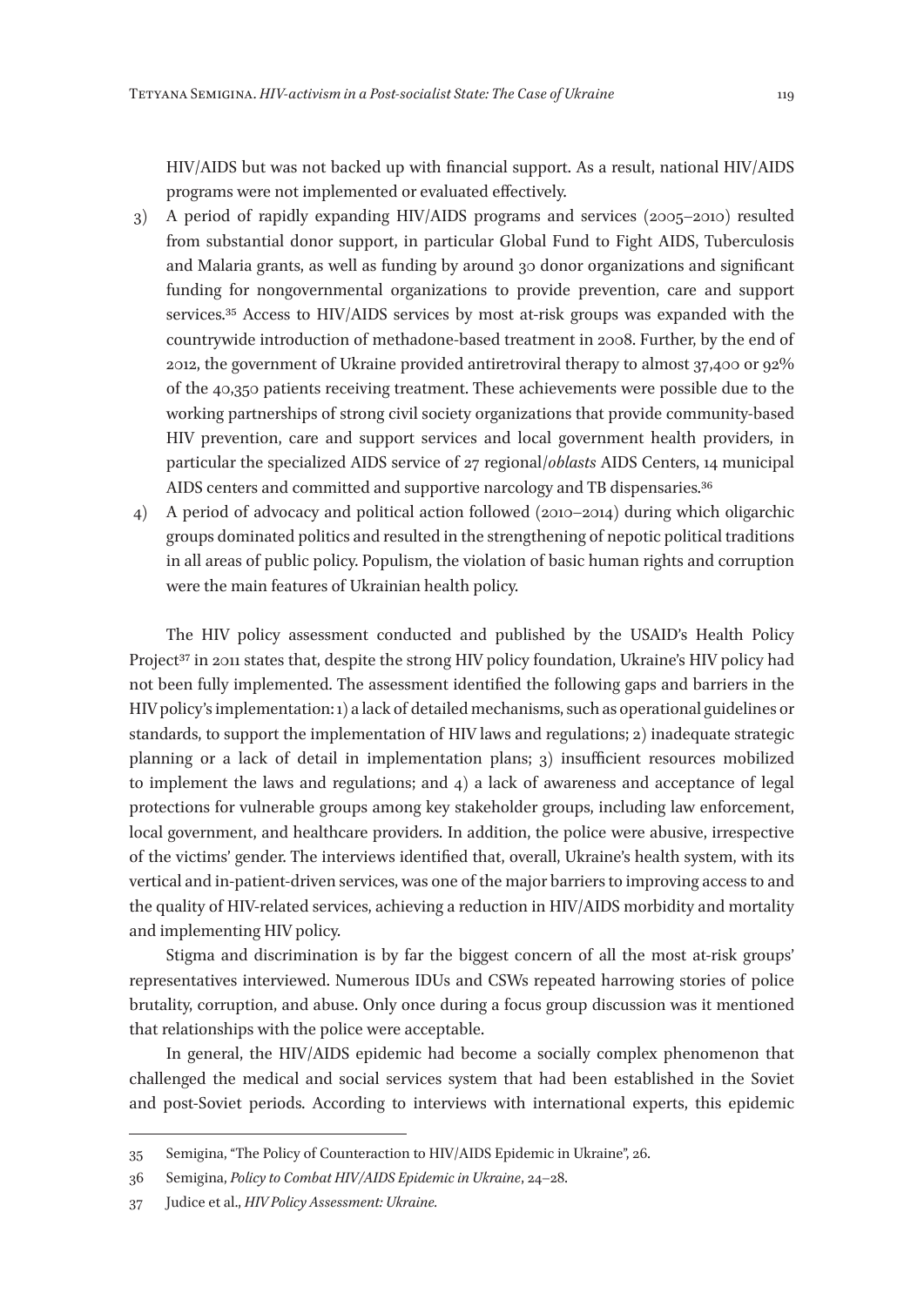HIV/AIDS but was not backed up with financial support. As a result, national HIV/AIDS programs were not implemented or evaluated effectively.

3) A period of rapidly expanding HIV/AIDS programs and services (2005–2010) resulted from substantial donor support, in particular Global Fund to Fight AIDS, Tuberculosis and Malaria grants, as well as funding by around 30 donor organizations and significant funding for nongovernmental organizations to provide prevention, care and support services.[35] Access to HIV/AIDS services by most at-risk groups was expanded with the countrywide introduction of methadone-based treatment in 2008. Further, by the end of 2012, the government of Ukraine provided antiretroviral therapy to almost 37,400 or 92% of the 40,350 patients receiving treatment. These achievements were possible due to the working partnerships of strong civil society organizations that provide community-based HIV prevention, care and support services and local government health providers, in particular the specialized AIDS service of 27 regional/*oblasts* AIDS Centers, 14 municipal AIDS centers and committed and supportive narcology and TB dispensaries.[36]
4) A period of advocacy and political action followed (2010–2014) during which oligarchic groups dominated politics and resulted in the strengthening of nepotic political traditions in all areas of public policy. Populism, the violation of basic human rights and corruption were the main features of Ukrainian health policy.

The HIV policy assessment conducted and published by the USAID's Health Policy Project[37] in 2011 states that, despite the strong HIV policy foundation, Ukraine's HIV policy had not been fully implemented. The assessment identified the following gaps and barriers in the HIV policy's implementation: 1) a lack of detailed mechanisms, such as operational guidelines or standards, to support the implementation of HIV laws and regulations; 2) inadequate strategic planning or a lack of detail in implementation plans; 3) insufficient resources mobilized to implement the laws and regulations; and 4) a lack of awareness and acceptance of legal protections for vulnerable groups among key stakeholder groups, including law enforcement, local government, and healthcare providers. In addition, the police were abusive, irrespective of the victims' gender. The interviews identified that, overall, Ukraine's health system, with its vertical and in-patient-driven services, was one of the major barriers to improving access to and the quality of HIV-related services, achieving a reduction in HIV/AIDS morbidity and mortality and implementing HIV policy.

Stigma and discrimination is by far the biggest concern of all the most at-risk groups' representatives interviewed. Numerous IDUs and CSWs repeated harrowing stories of police brutality, corruption, and abuse. Only once during a focus group discussion was it mentioned that relationships with the police were acceptable.

In general, the HIV/AIDS epidemic had become a socially complex phenomenon that challenged the medical and social services system that had been established in the Soviet and post-Soviet periods. According to interviews with international experts, this epidemic

---

35 Semigina, "The Policy of Counteraction to HIV/AIDS Epidemic in Ukraine", 26.

36 Semigina, *Policy to Combat HIV/AIDS Epidemic in Ukraine*, 24–28.

37 Judice et al., *HIV Policy Assessment: Ukraine.*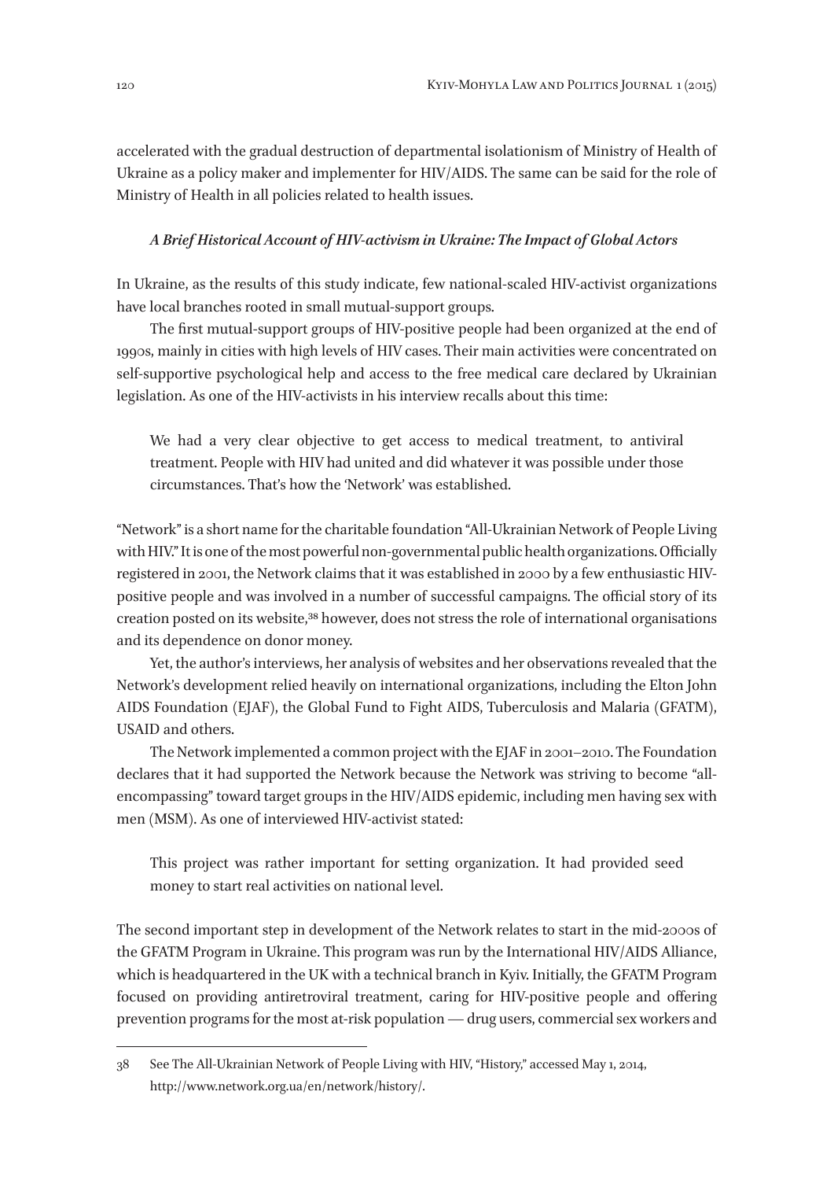accelerated with the gradual destruction of departmental isolationism of Ministry of Health of Ukraine as a policy maker and implementer for HIV/AIDS. The same can be said for the role of Ministry of Health in all policies related to health issues.

### *A Brief Historical Account of HIV-activism in Ukraine: The Impact of Global Actors*

In Ukraine, as the results of this study indicate, few national-scaled HIV-activist organizations have local branches rooted in small mutual-support groups.

The first mutual-support groups of HIV-positive people had been organized at the end of 1990s, mainly in cities with high levels of HIV cases. Their main activities were concentrated on self-supportive psychological help and access to the free medical care declared by Ukrainian legislation. As one of the HIV-activists in his interview recalls about this time:

> We had a very clear objective to get access to medical treatment, to antiviral treatment. People with HIV had united and did whatever it was possible under those circumstances. That's how the 'Network' was established.

"Network" is a short name for the charitable foundation "All-Ukrainian Network of People Living with HIV." It is one of the most powerful non-governmental public health organizations. Officially registered in 2001, the Network claims that it was established in 2000 by a few enthusiastic HIV-positive people and was involved in a number of successful campaigns. The official story of its creation posted on its website,[38] however, does not stress the role of international organisations and its dependence on donor money.

Yet, the author's interviews, her analysis of websites and her observations revealed that the Network's development relied heavily on international organizations, including the Elton John AIDS Foundation (EJAF), the Global Fund to Fight AIDS, Tuberculosis and Malaria (GFATM), USAID and others.

The Network implemented a common project with the EJAF in 2001–2010. The Foundation declares that it had supported the Network because the Network was striving to become "all-encompassing" toward target groups in the HIV/AIDS epidemic, including men having sex with men (MSM). As one of interviewed HIV-activist stated:

> This project was rather important for setting organization. It had provided seed money to start real activities on national level.

The second important step in development of the Network relates to start in the mid-2000s of the GFATM Program in Ukraine. This program was run by the International HIV/AIDS Alliance, which is headquartered in the UK with a technical branch in Kyiv. Initially, the GFATM Program focused on providing antiretroviral treatment, caring for HIV-positive people and offering prevention programs for the most at-risk population — drug users, commercial sex workers and

---

38 See The All-Ukrainian Network of People Living with HIV, "History," accessed May 1, 2014, http://www.network.org.ua/en/network/history/.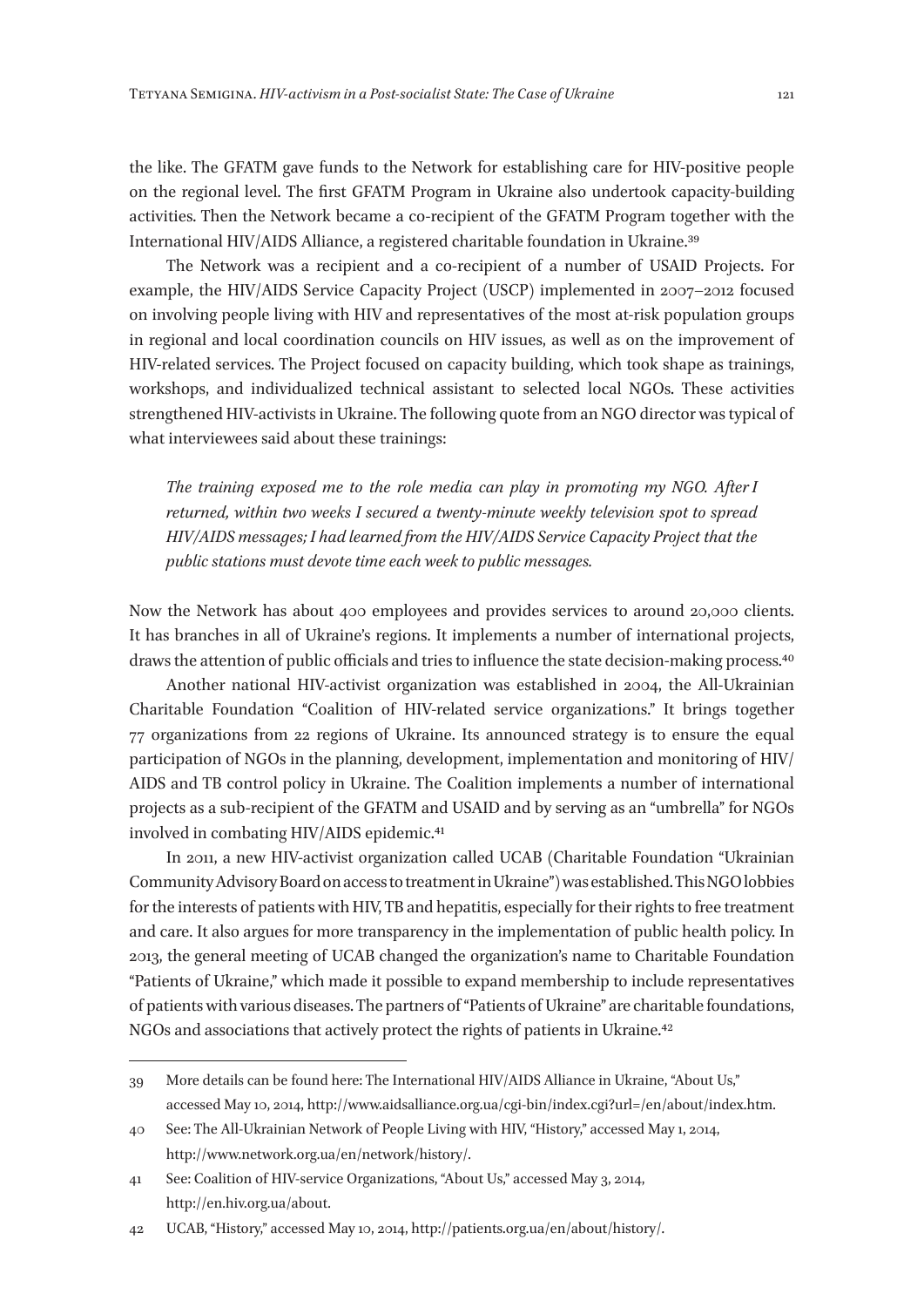the like. The GFATM gave funds to the Network for establishing care for HIV-positive people on the regional level. The first GFATM Program in Ukraine also undertook capacity-building activities. Then the Network became a co-recipient of the GFATM Program together with the International HIV/AIDS Alliance, a registered charitable foundation in Ukraine.[39]

The Network was a recipient and a co-recipient of a number of USAID Projects. For example, the HIV/AIDS Service Capacity Project (USCP) implemented in 2007–2012 focused on involving people living with HIV and representatives of the most at-risk population groups in regional and local coordination councils on HIV issues, as well as on the improvement of HIV-related services. The Project focused on capacity building, which took shape as trainings, workshops, and individualized technical assistant to selected local NGOs. These activities strengthened HIV-activists in Ukraine. The following quote from an NGO director was typical of what interviewees said about these trainings:

> *The training exposed me to the role media can play in promoting my NGO. After I returned, within two weeks I secured a twenty-minute weekly television spot to spread HIV/AIDS messages; I had learned from the HIV/AIDS Service Capacity Project that the public stations must devote time each week to public messages.*

Now the Network has about 400 employees and provides services to around 20,000 clients. It has branches in all of Ukraine's regions. It implements a number of international projects, draws the attention of public officials and tries to influence the state decision-making process.[40]

Another national HIV-activist organization was established in 2004, the All-Ukrainian Charitable Foundation "Coalition of HIV-related service organizations." It brings together 77 organizations from 22 regions of Ukraine. Its announced strategy is to ensure the equal participation of NGOs in the planning, development, implementation and monitoring of HIV/AIDS and TB control policy in Ukraine. The Coalition implements a number of international projects as a sub-recipient of the GFATM and USAID and by serving as an "umbrella" for NGOs involved in combating HIV/AIDS epidemic.[41]

In 2011, a new HIV-activist organization called UCAB (Charitable Foundation "Ukrainian Community Advisory Board on access to treatment in Ukraine") was established. This NGO lobbies for the interests of patients with HIV, TB and hepatitis, especially for their rights to free treatment and care. It also argues for more transparency in the implementation of public health policy. In 2013, the general meeting of UCAB changed the organization's name to Charitable Foundation "Patients of Ukraine," which made it possible to expand membership to include representatives of patients with various diseases. The partners of "Patients of Ukraine" are charitable foundations, NGOs and associations that actively protect the rights of patients in Ukraine.[42]

---

39 More details can be found here: The International HIV/AIDS Alliance in Ukraine, "About Us," accessed May 10, 2014, http://www.aidsalliance.org.ua/cgi-bin/index.cgi?url=/en/about/index.htm.

40 See: The All-Ukrainian Network of People Living with HIV, "History," accessed May 1, 2014, http://www.network.org.ua/en/network/history/.

41 See: Coalition of HIV-service Organizations, "About Us," accessed May 3, 2014, http://en.hiv.org.ua/about.

42 UCAB, "History," accessed May 10, 2014, http://patients.org.ua/en/about/history/.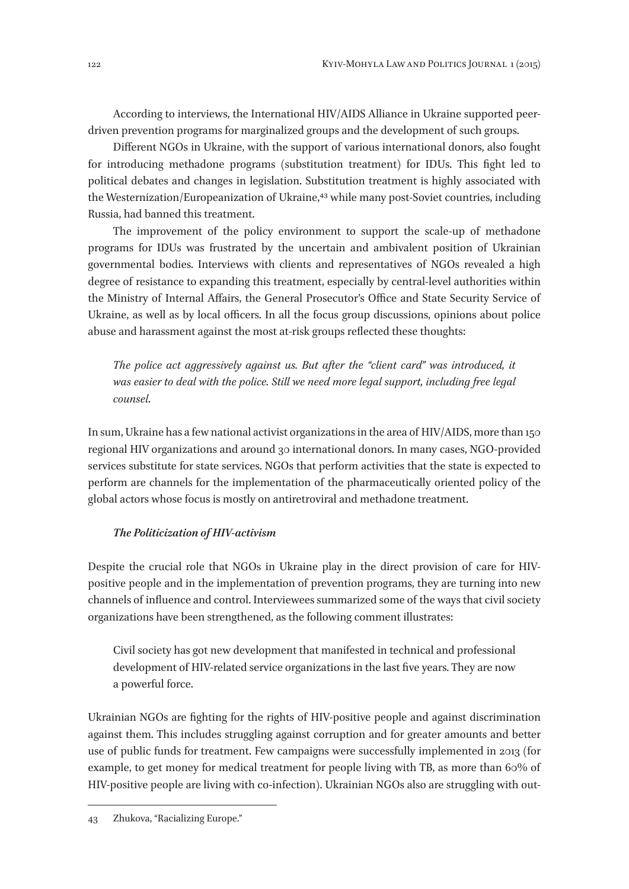According to interviews, the International HIV/AIDS Alliance in Ukraine supported peer-driven prevention programs for marginalized groups and the development of such groups.

Different NGOs in Ukraine, with the support of various international donors, also fought for introducing methadone programs (substitution treatment) for IDUs. This fight led to political debates and changes in legislation. Substitution treatment is highly associated with the Westernization/Europeanization of Ukraine,[43] while many post-Soviet countries, including Russia, had banned this treatment.

The improvement of the policy environment to support the scale-up of methadone programs for IDUs was frustrated by the uncertain and ambivalent position of Ukrainian governmental bodies. Interviews with clients and representatives of NGOs revealed a high degree of resistance to expanding this treatment, especially by central-level authorities within the Ministry of Internal Affairs, the General Prosecutor's Office and State Security Service of Ukraine, as well as by local officers. In all the focus group discussions, opinions about police abuse and harassment against the most at-risk groups reflected these thoughts:

> *The police act aggressively against us. But after the "client card" was introduced, it was easier to deal with the police. Still we need more legal support, including free legal counsel.*

In sum, Ukraine has a few national activist organizations in the area of HIV/AIDS, more than 150 regional HIV organizations and around 30 international donors. In many cases, NGO-provided services substitute for state services. NGOs that perform activities that the state is expected to perform are channels for the implementation of the pharmaceutically oriented policy of the global actors whose focus is mostly on antiretroviral and methadone treatment.

### *The Politicization of HIV-activism*

Despite the crucial role that NGOs in Ukraine play in the direct provision of care for HIV-positive people and in the implementation of prevention programs, they are turning into new channels of influence and control. Interviewees summarized some of the ways that civil society organizations have been strengthened, as the following comment illustrates:

> Civil society has got new development that manifested in technical and professional development of HIV-related service organizations in the last five years. They are now a powerful force.

Ukrainian NGOs are fighting for the rights of HIV-positive people and against discrimination against them. This includes struggling against corruption and for greater amounts and better use of public funds for treatment. Few campaigns were successfully implemented in 2013 (for example, to get money for medical treatment for people living with TB, as more than 60% of HIV-positive people are living with co-infection). Ukrainian NGOs also are struggling with out-

---

43 Zhukova, "Racializing Europe."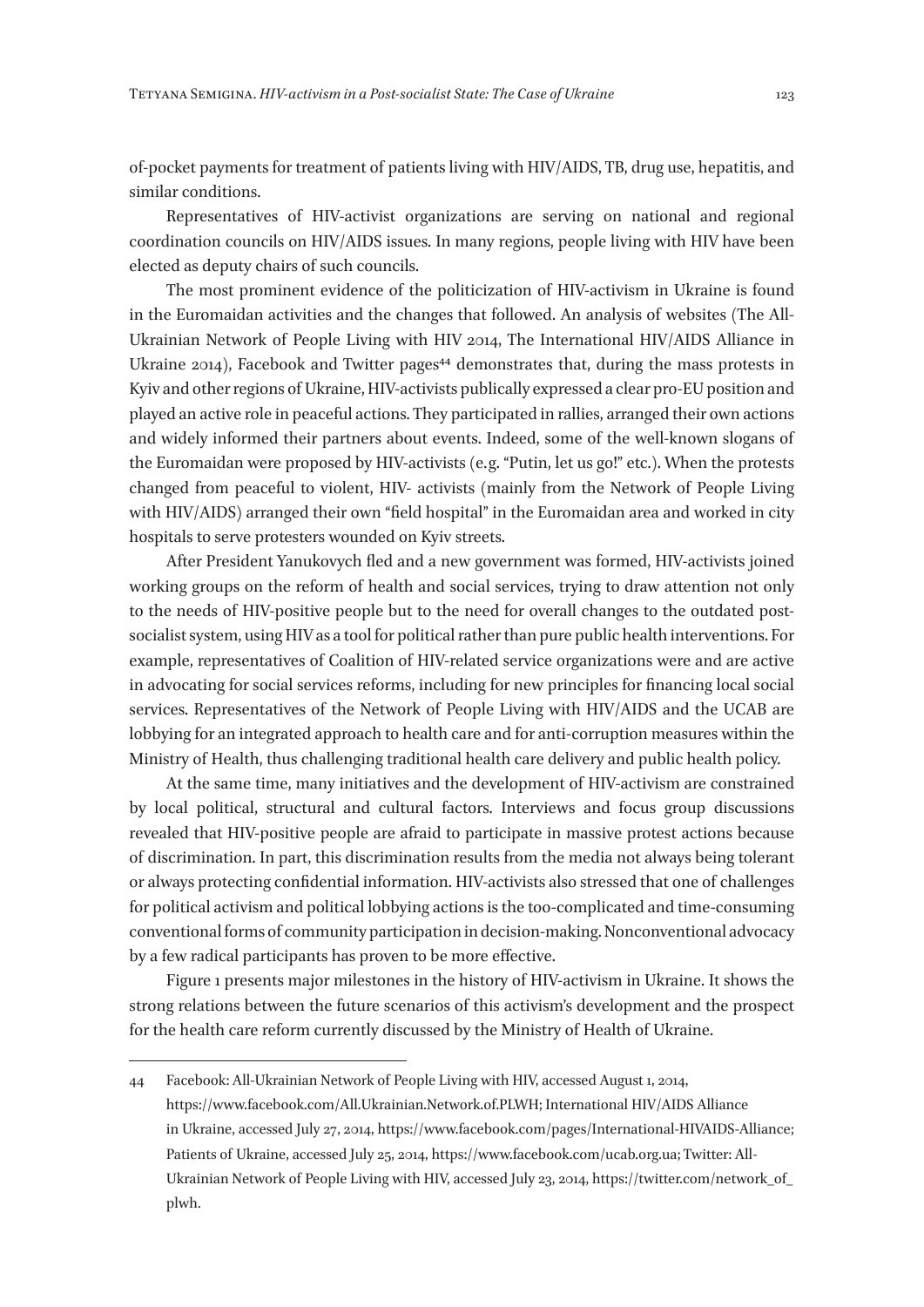of-pocket payments for treatment of patients living with HIV/AIDS, TB, drug use, hepatitis, and similar conditions.

Representatives of HIV-activist organizations are serving on national and regional coordination councils on HIV/AIDS issues. In many regions, people living with HIV have been elected as deputy chairs of such councils.

The most prominent evidence of the politicization of HIV-activism in Ukraine is found in the Euromaidan activities and the changes that followed. An analysis of websites (The All-Ukrainian Network of People Living with HIV 2014, The International HIV/AIDS Alliance in Ukraine 2014), Facebook and Twitter pages[44] demonstrates that, during the mass protests in Kyiv and other regions of Ukraine, HIV-activists publically expressed a clear pro-EU position and played an active role in peaceful actions. They participated in rallies, arranged their own actions and widely informed their partners about events. Indeed, some of the well-known slogans of the Euromaidan were proposed by HIV-activists (e.g. "Putin, let us go!" etc.). When the protests changed from peaceful to violent, HIV- activists (mainly from the Network of People Living with HIV/AIDS) arranged their own "field hospital" in the Euromaidan area and worked in city hospitals to serve protesters wounded on Kyiv streets.

After President Yanukovych fled and a new government was formed, HIV-activists joined working groups on the reform of health and social services, trying to draw attention not only to the needs of HIV-positive people but to the need for overall changes to the outdated post-socialist system, using HIV as a tool for political rather than pure public health interventions. For example, representatives of Coalition of HIV-related service organizations were and are active in advocating for social services reforms, including for new principles for financing local social services. Representatives of the Network of People Living with HIV/AIDS and the UCAB are lobbying for an integrated approach to health care and for anti-corruption measures within the Ministry of Health, thus challenging traditional health care delivery and public health policy.

At the same time, many initiatives and the development of HIV-activism are constrained by local political, structural and cultural factors. Interviews and focus group discussions revealed that HIV-positive people are afraid to participate in massive protest actions because of discrimination. In part, this discrimination results from the media not always being tolerant or always protecting confidential information. HIV-activists also stressed that one of challenges for political activism and political lobbying actions is the too-complicated and time-consuming conventional forms of community participation in decision-making. Nonconventional advocacy by a few radical participants has proven to be more effective.

Figure 1 presents major milestones in the history of HIV-activism in Ukraine. It shows the strong relations between the future scenarios of this activism's development and the prospect for the health care reform currently discussed by the Ministry of Health of Ukraine.

---

44 Facebook: All-Ukrainian Network of People Living with HIV, accessed August 1, 2014, https://www.facebook.com/All.Ukrainian.Network.of.PLWH; International HIV/AIDS Alliance in Ukraine, accessed July 27, 2014, https://www.facebook.com/pages/International-HIVAIDS-Alliance; Patients of Ukraine, accessed July 25, 2014, https://www.facebook.com/ucab.org.ua; Twitter: All-Ukrainian Network of People Living with HIV, accessed July 23, 2014, https://twitter.com/network_of_plwh.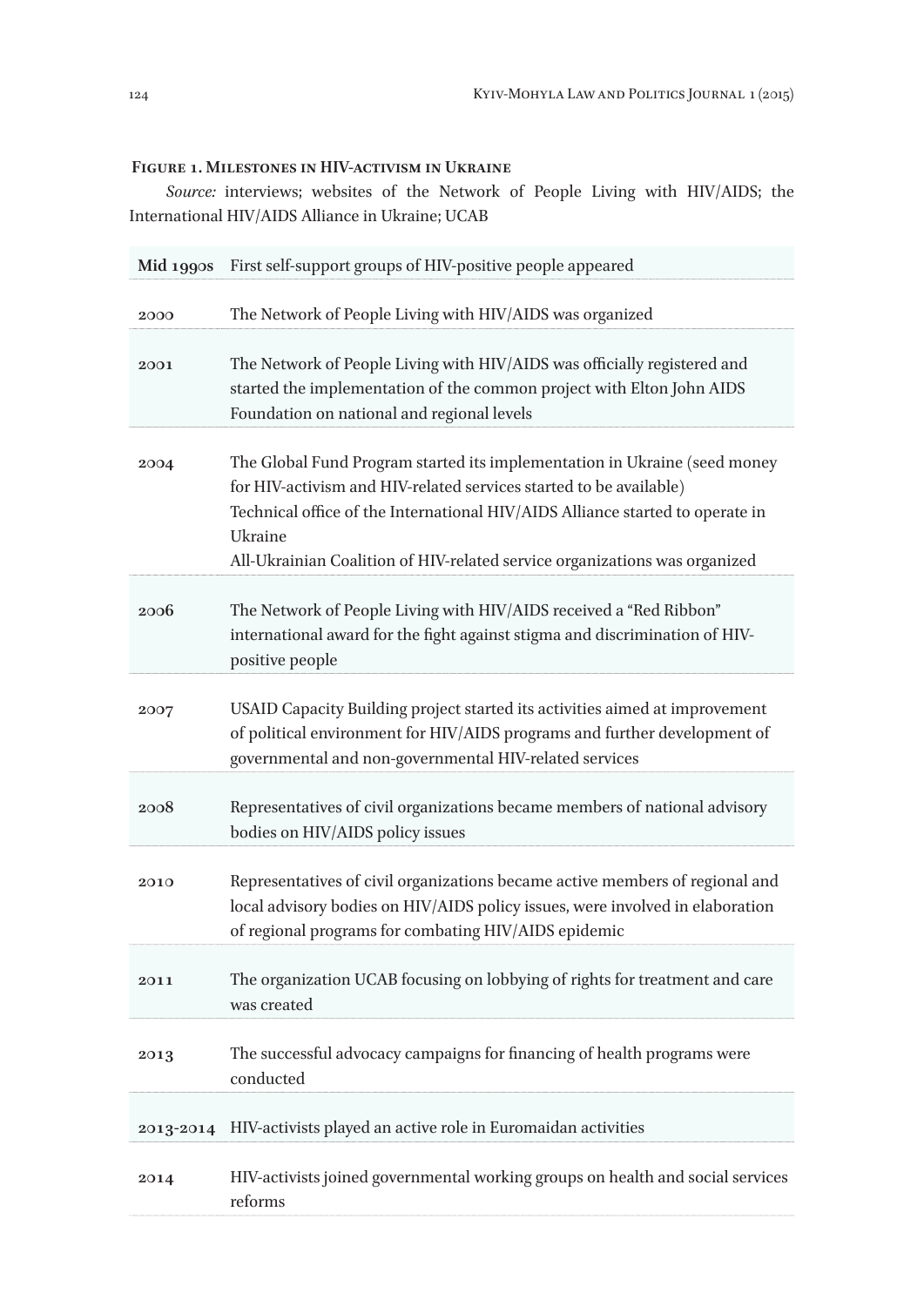**Figure 1. Milestones in HIV-activism in Ukraine**

*Source:* interviews; websites of the Network of People Living with HIV/AIDS; the International HIV/AIDS Alliance in Ukraine; UCAB

| | |
|---|---|
| **Mid 1990s** | First self-support groups of HIV-positive people appeared |
| 2000 | The Network of People Living with HIV/AIDS was organized |
| 2001 | The Network of People Living with HIV/AIDS was officially registered and started the implementation of the common project with Elton John AIDS Foundation on national and regional levels |
| 2004 | The Global Fund Program started its implementation in Ukraine (seed money for HIV-activism and HIV-related services started to be available)<br>Technical office of the International HIV/AIDS Alliance started to operate in Ukraine<br>All-Ukrainian Coalition of HIV-related service organizations was organized |
| 2006 | The Network of People Living with HIV/AIDS received a "Red Ribbon" international award for the fight against stigma and discrimination of HIV-positive people |
| 2007 | USAID Capacity Building project started its activities aimed at improvement of political environment for HIV/AIDS programs and further development of governmental and non-governmental HIV-related services |
| 2008 | Representatives of civil organizations became members of national advisory bodies on HIV/AIDS policy issues |
| 2010 | Representatives of civil organizations became active members of regional and local advisory bodies on HIV/AIDS policy issues, were involved in elaboration of regional programs for combating HIV/AIDS epidemic |
| 2011 | The organization UCAB focusing on lobbying of rights for treatment and care was created |
| 2013 | The successful advocacy campaigns for financing of health programs were conducted |
| 2013-2014 | HIV-activists played an active role in Euromaidan activities |
| 2014 | HIV-activists joined governmental working groups on health and social services reforms |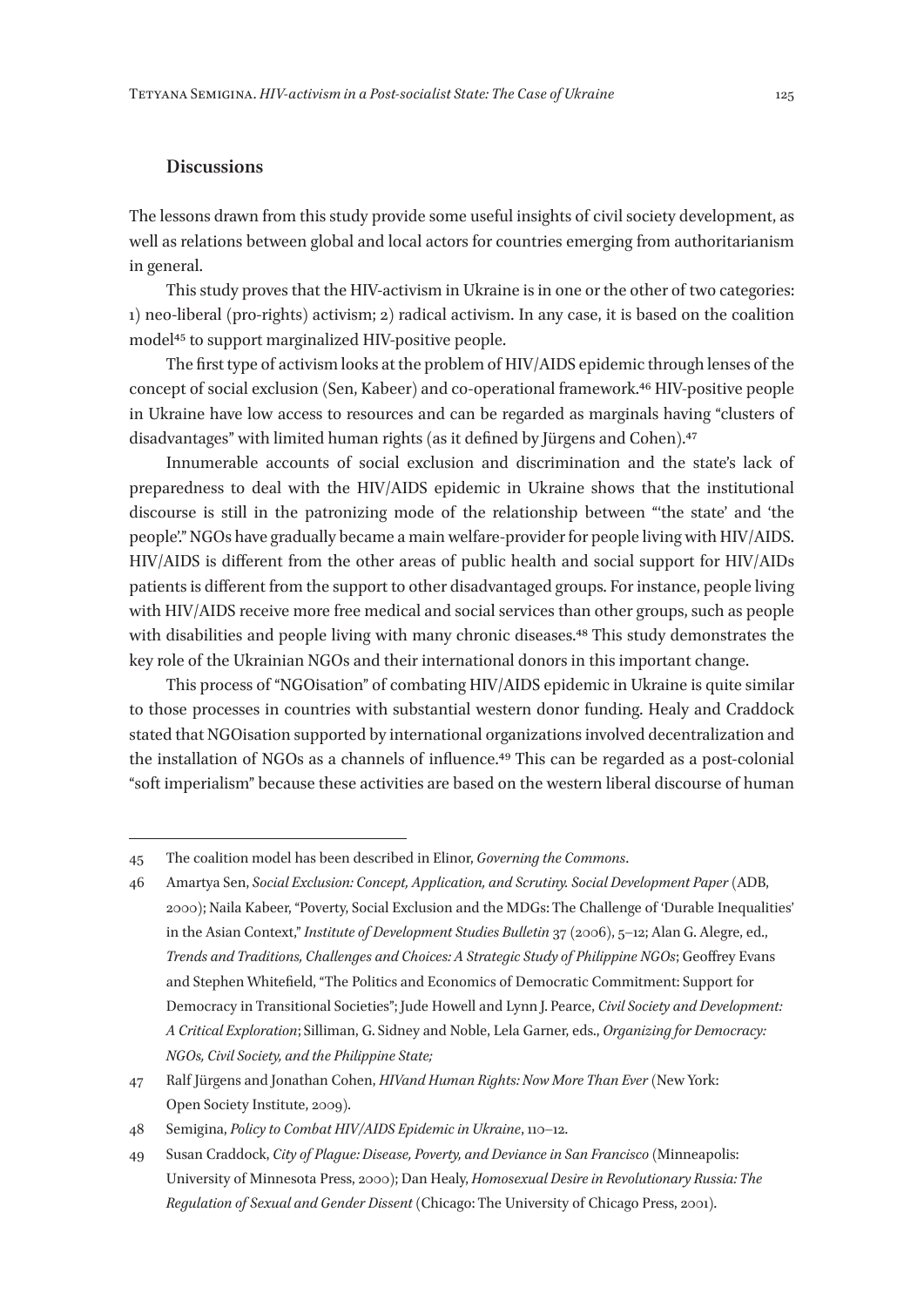## Discussions

The lessons drawn from this study provide some useful insights of civil society development, as well as relations between global and local actors for countries emerging from authoritarianism in general.

This study proves that the HIV-activism in Ukraine is in one or the other of two categories: 1) neo-liberal (pro-rights) activism; 2) radical activism. In any case, it is based on the coalition model[45] to support marginalized HIV-positive people.

The first type of activism looks at the problem of HIV/AIDS epidemic through lenses of the concept of social exclusion (Sen, Kabeer) and co-operational framework.[46] HIV-positive people in Ukraine have low access to resources and can be regarded as marginals having "clusters of disadvantages" with limited human rights (as it defined by Jürgens and Cohen).[47]

Innumerable accounts of social exclusion and discrimination and the state's lack of preparedness to deal with the HIV/AIDS epidemic in Ukraine shows that the institutional discourse is still in the patronizing mode of the relationship between "'the state' and 'the people'." NGOs have gradually became a main welfare-provider for people living with HIV/AIDS. HIV/AIDS is different from the other areas of public health and social support for HIV/AIDs patients is different from the support to other disadvantaged groups. For instance, people living with HIV/AIDS receive more free medical and social services than other groups, such as people with disabilities and people living with many chronic diseases.[48] This study demonstrates the key role of the Ukrainian NGOs and their international donors in this important change.

This process of "NGOisation" of combating HIV/AIDS epidemic in Ukraine is quite similar to those processes in countries with substantial western donor funding. Healy and Craddock stated that NGOisation supported by international organizations involved decentralization and the installation of NGOs as a channels of influence.[49] This can be regarded as a post-colonial "soft imperialism" because these activities are based on the western liberal discourse of human

---

45 The coalition model has been described in Elinor, *Governing the Commons*.

46 Amartya Sen, *Social Exclusion: Concept, Application, and Scrutiny. Social Development Paper* (ADB, 2000); Naila Kabeer, "Poverty, Social Exclusion and the MDGs: The Challenge of 'Durable Inequalities' in the Asian Context," *Institute of Development Studies Bulletin* 37 (2006), 5–12; Alan G. Alegre, ed., *Trends and Traditions, Challenges and Choices: A Strategic Study of Philippine NGOs*; Geoffrey Evans and Stephen Whitefield, "The Politics and Economics of Democratic Commitment: Support for Democracy in Transitional Societies"; Jude Howell and Lynn J. Pearce, *Civil Society and Development: A Critical Exploration*; Silliman, G. Sidney and Noble, Lela Garner, eds., *Organizing for Democracy: NGOs, Civil Society, and the Philippine State;*

47 Ralf Jürgens and Jonathan Cohen, *HIVand Human Rights: Now More Than Ever* (New York: Open Society Institute, 2009).

48 Semigina, *Policy to Combat HIV/AIDS Epidemic in Ukraine*, 110–12.

49 Susan Craddock, *City of Plague: Disease, Poverty, and Deviance in San Francisco* (Minneapolis: University of Minnesota Press, 2000); Dan Healy, *Homosexual Desire in Revolutionary Russia: The Regulation of Sexual and Gender Dissent* (Chicago: The University of Chicago Press, 2001).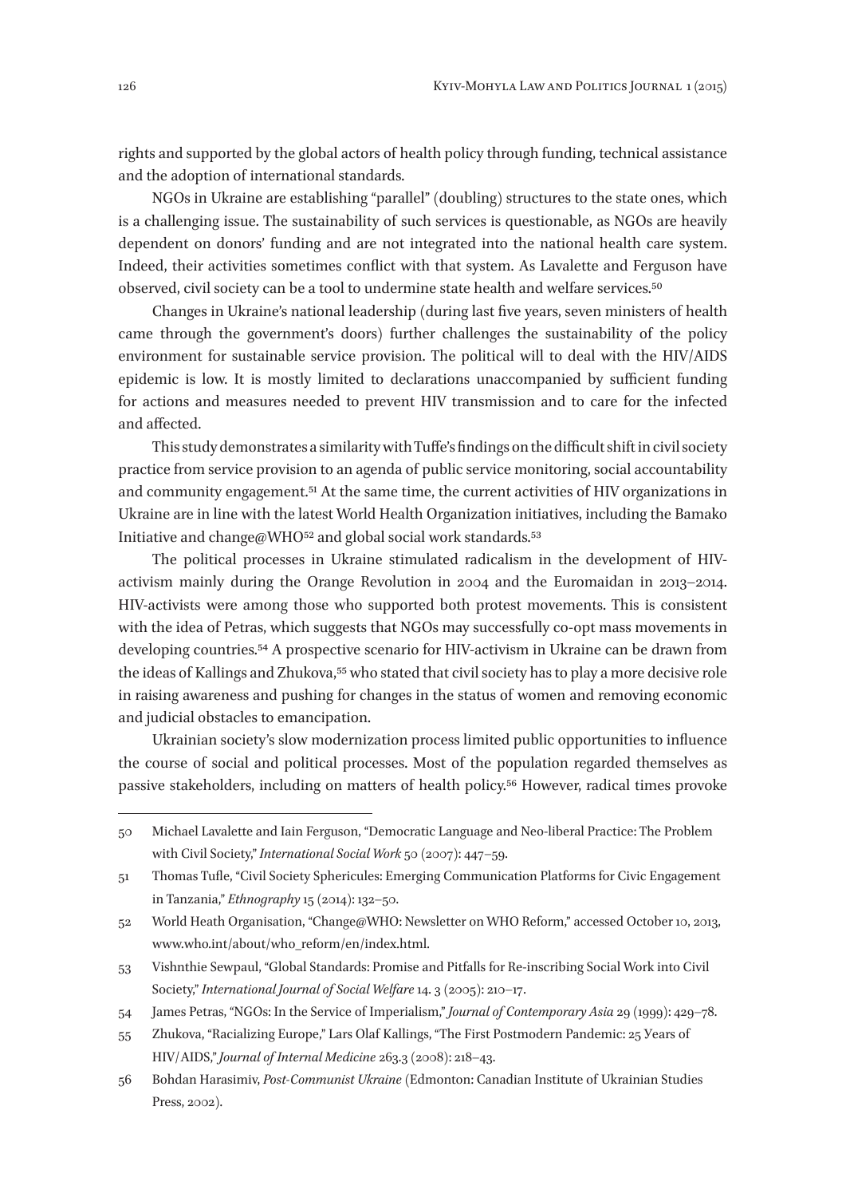rights and supported by the global actors of health policy through funding, technical assistance and the adoption of international standards.

NGOs in Ukraine are establishing "parallel" (doubling) structures to the state ones, which is a challenging issue. The sustainability of such services is questionable, as NGOs are heavily dependent on donors' funding and are not integrated into the national health care system. Indeed, their activities sometimes conflict with that system. As Lavalette and Ferguson have observed, civil society can be a tool to undermine state health and welfare services.[50]

Changes in Ukraine's national leadership (during last five years, seven ministers of health came through the government's doors) further challenges the sustainability of the policy environment for sustainable service provision. The political will to deal with the HIV/AIDS epidemic is low. It is mostly limited to declarations unaccompanied by sufficient funding for actions and measures needed to prevent HIV transmission and to care for the infected and affected.

This study demonstrates a similarity with Tuffe's findings on the difficult shift in civil society practice from service provision to an agenda of public service monitoring, social accountability and community engagement.[51] At the same time, the current activities of HIV organizations in Ukraine are in line with the latest World Health Organization initiatives, including the Bamako Initiative and change@WHO[52] and global social work standards.[53]

The political processes in Ukraine stimulated radicalism in the development of HIV-activism mainly during the Orange Revolution in 2004 and the Euromaidan in 2013–2014. HIV-activists were among those who supported both protest movements. This is consistent with the idea of Petras, which suggests that NGOs may successfully co-opt mass movements in developing countries.[54] A prospective scenario for HIV-activism in Ukraine can be drawn from the ideas of Kallings and Zhukova,[55] who stated that civil society has to play a more decisive role in raising awareness and pushing for changes in the status of women and removing economic and judicial obstacles to emancipation.

Ukrainian society's slow modernization process limited public opportunities to influence the course of social and political processes. Most of the population regarded themselves as passive stakeholders, including on matters of health policy.[56] However, radical times provoke

---

50 Michael Lavalette and Iain Ferguson, "Democratic Language and Neo-liberal Practice: The Problem with Civil Society," *International Social Work* 50 (2007): 447–59.

51 Thomas Tufle, "Civil Society Sphericules: Emerging Communication Platforms for Civic Engagement in Tanzania," *Ethnography* 15 (2014): 132–50.

52 World Heath Organisation, "Change@WHO: Newsletter on WHO Reform," accessed October 10, 2013, www.who.int/about/who_reform/en/index.html.

53 Vishnthie Sewpaul, "Global Standards: Promise and Pitfalls for Re-inscribing Social Work into Civil Society," *International Journal of Social Welfare* 14. 3 (2005): 210–17.

54 James Petras, "NGOs: In the Service of Imperialism," *Journal of Contemporary Asia* 29 (1999): 429–78.

55 Zhukova, "Racializing Europe," Lars Olaf Kallings, "The First Postmodern Pandemic: 25 Years of HIV/AIDS," *Journal of Internal Medicine* 263.3 (2008): 218–43.

56 Bohdan Harasimiv, *Post-Communist Ukraine* (Edmonton: Canadian Institute of Ukrainian Studies Press, 2002).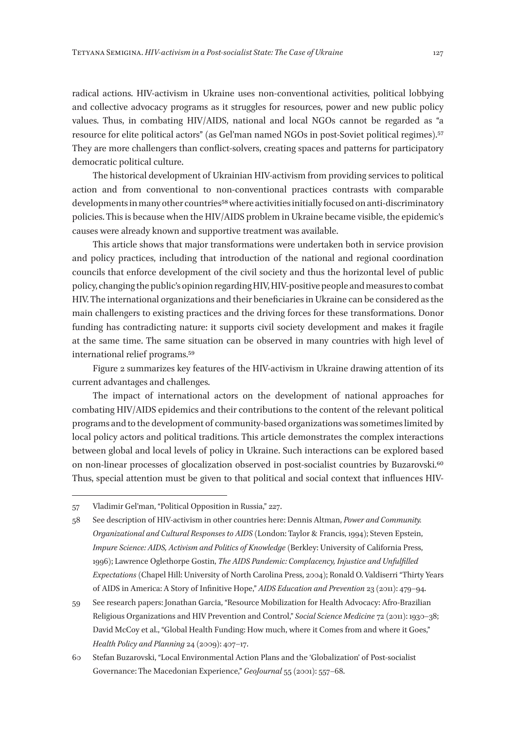radical actions. HIV-activism in Ukraine uses non-conventional activities, political lobbying and collective advocacy programs as it struggles for resources, power and new public policy values. Thus, in combating HIV/AIDS, national and local NGOs cannot be regarded as "a resource for elite political actors" (as Gel'man named NGOs in post-Soviet political regimes).[57] They are more challengers than conflict-solvers, creating spaces and patterns for participatory democratic political culture.

The historical development of Ukrainian HIV-activism from providing services to political action and from conventional to non-conventional practices contrasts with comparable developments in many other countries[58] where activities initially focused on anti-discriminatory policies. This is because when the HIV/AIDS problem in Ukraine became visible, the epidemic's causes were already known and supportive treatment was available.

This article shows that major transformations were undertaken both in service provision and policy practices, including that introduction of the national and regional coordination councils that enforce development of the civil society and thus the horizontal level of public policy, changing the public's opinion regarding HIV, HIV-positive people and measures to combat HIV. The international organizations and their beneficiaries in Ukraine can be considered as the main challengers to existing practices and the driving forces for these transformations. Donor funding has contradicting nature: it supports civil society development and makes it fragile at the same time. The same situation can be observed in many countries with high level of international relief programs.[59]

Figure 2 summarizes key features of the HIV-activism in Ukraine drawing attention of its current advantages and challenges.

The impact of international actors on the development of national approaches for combating HIV/AIDS epidemics and their contributions to the content of the relevant political programs and to the development of community-based organizations was sometimes limited by local policy actors and political traditions. This article demonstrates the complex interactions between global and local levels of policy in Ukraine. Such interactions can be explored based on non-linear processes of glocalization observed in post-socialist countries by Buzarovski.[60] Thus, special attention must be given to that political and social context that influences HIV-

---

57 Vladimir Gel'man, "Political Opposition in Russia," 227.

58 See description of HIV-activism in other countries here: Dennis Altman, *Power and Community. Organizational and Cultural Responses to AIDS* (London: Taylor & Francis, 1994); Steven Epstein, *Impure Science: AIDS, Activism and Politics of Knowledge* (Berkley: University of California Press, 1996); Lawrence Oglethorpe Gostin, *The AIDS Pandemic: Complacency, Injustice and Unfulfilled Expectations* (Chapel Hill: University of North Carolina Press, 2004); Ronald O. Valdiserri "Thirty Years of AIDS in America: A Story of Infinitive Hope," *AIDS Education and Prevention* 23 (2011): 479–94.

59 See research papers: Jonathan Garcia, "Resource Mobilization for Health Advocacy: Afro-Brazilian Religious Organizations and HIV Prevention and Control," *Social Science Medicine* 72 (2011): 1930–38; David McCoy et al., "Global Health Funding: How much, where it Comes from and where it Goes," *Health Policy and Planning* 24 (2009): 407–17.

60 Stefan Buzarovski, "Local Environmental Action Plans and the 'Globalization' of Post-socialist Governance: The Macedonian Experience," *GeoJournal* 55 (2001): 557–68.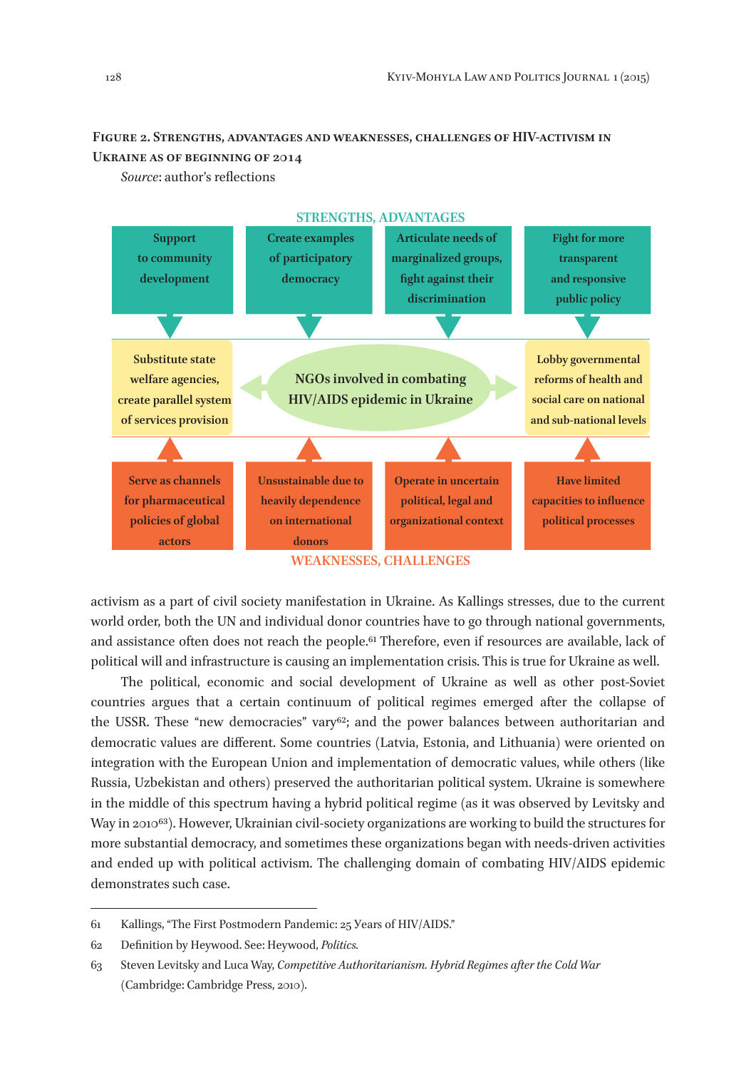**Figure 2. Strengths, advantages and weaknesses, challenges of HIV-activism in Ukraine as of beginning of 2014**

*Source*: author's reflections

STRENGTHS, ADVANTAGES

- Support to community development
- Create examples of participatory democracy
- Articulate needs of marginalized groups, fight against their discrimination
- Fight for more transparent and responsive public policy

Substitute state welfare agencies, create parallel system of services provision

NGOs involved in combating HIV/AIDS epidemic in Ukraine

Lobby governmental reforms of health and social care on national and sub-national levels

- Serve as channels for pharmaceutical policies of global actors
- Unsustainable due to heavily dependence on international donors
- Operate in uncertain political, legal and organizational context
- Have limited capacities to influence political processes

WEAKNESSES, CHALLENGES

activism as a part of civil society manifestation in Ukraine. As Kallings stresses, due to the current world order, both the UN and individual donor countries have to go through national governments, and assistance often does not reach the people.[61] Therefore, even if resources are available, lack of political will and infrastructure is causing an implementation crisis. This is true for Ukraine as well.

The political, economic and social development of Ukraine as well as other post-Soviet countries argues that a certain continuum of political regimes emerged after the collapse of the USSR. These "new democracies" vary[62]; and the power balances between authoritarian and democratic values are different. Some countries (Latvia, Estonia, and Lithuania) were oriented on integration with the European Union and implementation of democratic values, while others (like Russia, Uzbekistan and others) preserved the authoritarian political system. Ukraine is somewhere in the middle of this spectrum having a hybrid political regime (as it was observed by Levitsky and Way in 2010[63]). However, Ukrainian civil-society organizations are working to build the structures for more substantial democracy, and sometimes these organizations began with needs-driven activities and ended up with political activism. The challenging domain of combating HIV/AIDS epidemic demonstrates such case.

---

61 Kallings, "The First Postmodern Pandemic: 25 Years of HIV/AIDS."

62 Definition by Heywood. See: Heywood, *Politics*.

63 Steven Levitsky and Luca Way, *Competitive Authoritarianism. Hybrid Regimes after the Cold War* (Cambridge: Cambridge Press, 2010).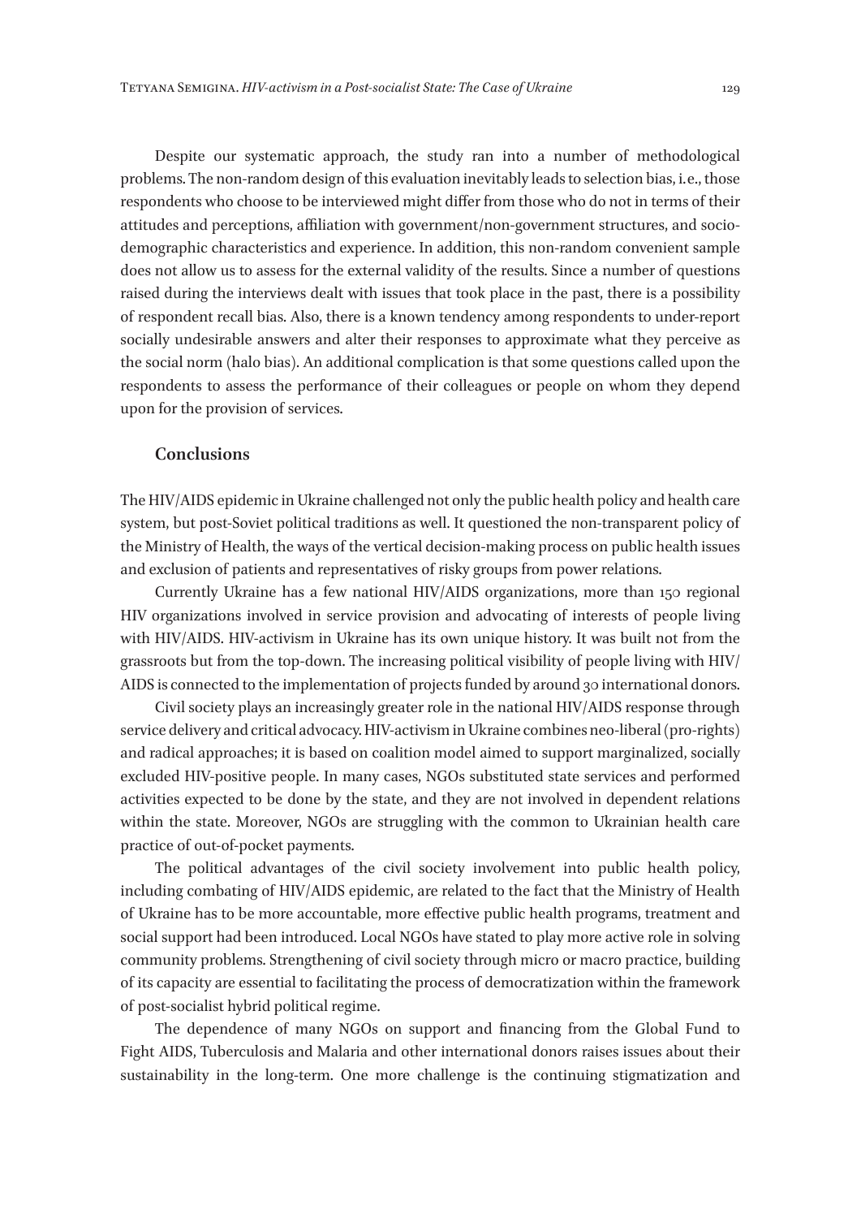Despite our systematic approach, the study ran into a number of methodological problems. The non-random design of this evaluation inevitably leads to selection bias, i.e., those respondents who choose to be interviewed might differ from those who do not in terms of their attitudes and perceptions, affiliation with government/non-government structures, and socio-demographic characteristics and experience. In addition, this non-random convenient sample does not allow us to assess for the external validity of the results. Since a number of questions raised during the interviews dealt with issues that took place in the past, there is a possibility of respondent recall bias. Also, there is a known tendency among respondents to under-report socially undesirable answers and alter their responses to approximate what they perceive as the social norm (halo bias). An additional complication is that some questions called upon the respondents to assess the performance of their colleagues or people on whom they depend upon for the provision of services.

## Conclusions

The HIV/AIDS epidemic in Ukraine challenged not only the public health policy and health care system, but post-Soviet political traditions as well. It questioned the non-transparent policy of the Ministry of Health, the ways of the vertical decision-making process on public health issues and exclusion of patients and representatives of risky groups from power relations.

Currently Ukraine has a few national HIV/AIDS organizations, more than 150 regional HIV organizations involved in service provision and advocating of interests of people living with HIV/AIDS. HIV-activism in Ukraine has its own unique history. It was built not from the grassroots but from the top-down. The increasing political visibility of people living with HIV/AIDS is connected to the implementation of projects funded by around 30 international donors.

Civil society plays an increasingly greater role in the national HIV/AIDS response through service delivery and critical advocacy. HIV-activism in Ukraine combines neo-liberal (pro-rights) and radical approaches; it is based on coalition model aimed to support marginalized, socially excluded HIV-positive people. In many cases, NGOs substituted state services and performed activities expected to be done by the state, and they are not involved in dependent relations within the state. Moreover, NGOs are struggling with the common to Ukrainian health care practice of out-of-pocket payments.

The political advantages of the civil society involvement into public health policy, including combating of HIV/AIDS epidemic, are related to the fact that the Ministry of Health of Ukraine has to be more accountable, more effective public health programs, treatment and social support had been introduced. Local NGOs have stated to play more active role in solving community problems. Strengthening of civil society through micro or macro practice, building of its capacity are essential to facilitating the process of democratization within the framework of post-socialist hybrid political regime.

The dependence of many NGOs on support and financing from the Global Fund to Fight AIDS, Tuberculosis and Malaria and other international donors raises issues about their sustainability in the long-term. One more challenge is the continuing stigmatization and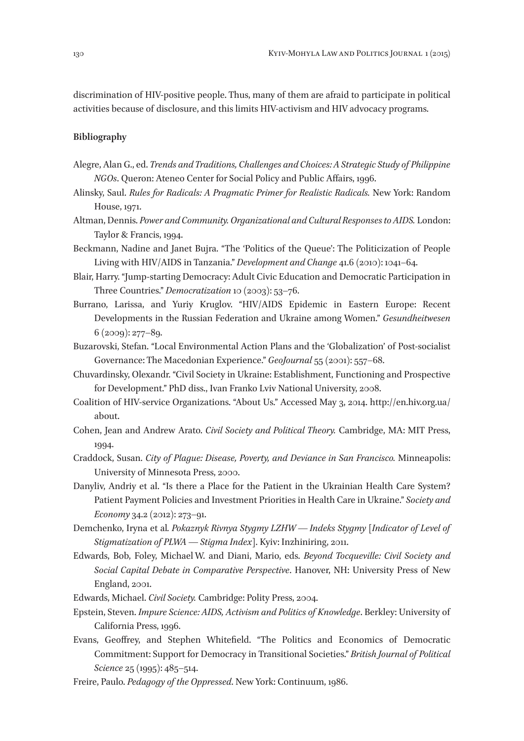discrimination of HIV-positive people. Thus, many of them are afraid to participate in political activities because of disclosure, and this limits HIV-activism and HIV advocacy programs.

## Bibliography

Alegre, Alan G., ed. *Trends and Traditions, Challenges and Choices: A Strategic Study of Philippine NGOs*. Queron: Ateneo Center for Social Policy and Public Affairs, 1996.

Alinsky, Saul. *Rules for Radicals: A Pragmatic Primer for Realistic Radicals.* New York: Random House, 1971.

Altman, Dennis. *Power and Community. Organizational and Cultural Responses to AIDS.* London: Taylor & Francis, 1994.

Beckmann, Nadine and Janet Bujra. "The 'Politics of the Queue': The Politicization of People Living with HIV/AIDS in Tanzania." *Development and Change* 41.6 (2010): 1041–64.

Blair, Harry. "Jump-starting Democracy: Adult Civic Education and Democratic Participation in Three Countries." *Democratization* 10 (2003): 53–76.

Burrano, Larissa, and Yuriy Kruglov. "HIV/AIDS Epidemic in Eastern Europe: Recent Developments in the Russian Federation and Ukraine among Women." *Gesundheitwesen* 6 (2009): 277–89.

Buzarovski, Stefan. "Local Environmental Action Plans and the 'Globalization' of Post-socialist Governance: The Macedonian Experience." *GeoJournal* 55 (2001): 557–68.

Chuvardinsky, Olexandr. "Civil Society in Ukraine: Establishment, Functioning and Prospective for Development." PhD diss., Ivan Franko Lviv National University, 2008.

Coalition of HIV-service Organizations. "About Us." Accessed May 3, 2014. http://en.hiv.org.ua/about.

Cohen, Jean and Andrew Arato. *Civil Society and Political Theory.* Cambridge, MA: MIT Press, 1994.

Craddock, Susan. *City of Plague: Disease, Poverty, and Deviance in San Francisco.* Minneapolis: University of Minnesota Press, 2000.

Danyliv, Andriy et al. "Is there a Place for the Patient in the Ukrainian Health Care System? Patient Payment Policies and Investment Priorities in Health Care in Ukraine." *Society and Economy* 34.2 (2012): 273–91.

Demchenko, Iryna et al. *Pokaznyk Rivnya Stygmy LZHW — Indeks Stygmy* [*Indicator of Level of Stigmatization of PLWA — Stigma Index*]. Kyiv: Inzhiniring, 2011.

Edwards, Bob, Foley, Michael W. and Diani, Mario, eds. *Beyond Tocqueville: Civil Society and Social Capital Debate in Comparative Perspective*. Hanover, NH: University Press of New England, 2001.

Edwards, Michael. *Civil Society.* Cambridge: Polity Press, 2004.

Epstein, Steven. *Impure Science: AIDS, Activism and Politics of Knowledge*. Berkley: University of California Press, 1996.

Evans, Geoffrey, and Stephen Whitefield. "The Politics and Economics of Democratic Commitment: Support for Democracy in Transitional Societies." *British Journal of Political Science* 25 (1995): 485–514.

Freire, Paulo. *Pedagogy of the Oppressed*. New York: Continuum, 1986.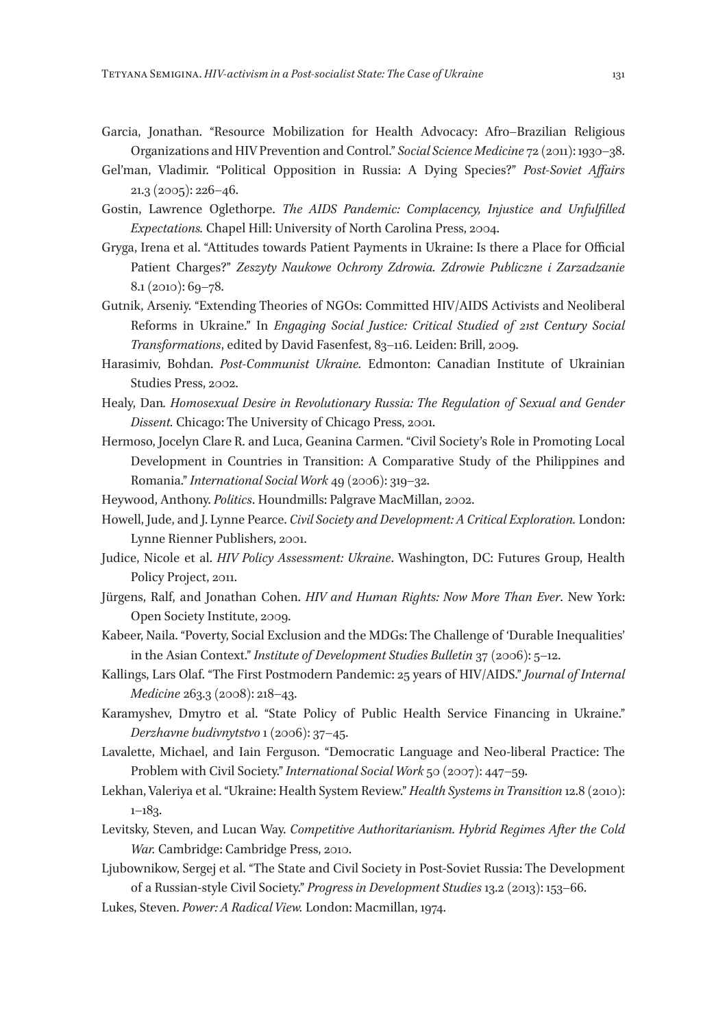Garcia, Jonathan. "Resource Mobilization for Health Advocacy: Afro–Brazilian Religious Organizations and HIV Prevention and Control." *Social Science Medicine* 72 (2011): 1930–38.

Gel'man, Vladimir. "Political Opposition in Russia: A Dying Species?" *Post-Soviet Affairs* 21.3 (2005): 226–46.

Gostin, Lawrence Oglethorpe. *The AIDS Pandemic: Complacency, Injustice and Unfulfilled Expectations.* Chapel Hill: University of North Carolina Press, 2004.

Gryga, Irena et al. "Attitudes towards Patient Payments in Ukraine: Is there a Place for Official Patient Charges?" *Zeszyty Naukowe Ochrony Zdrowia. Zdrowie Publiczne i Zarzadzanie* 8.1 (2010): 69–78.

Gutnik, Arseniy. "Extending Theories of NGOs: Committed HIV/AIDS Activists and Neoliberal Reforms in Ukraine." In *Engaging Social Justice: Critical Studied of 21st Century Social Transformations*, edited by David Fasenfest, 83–116. Leiden: Brill, 2009.

Harasimiv, Bohdan. *Post-Communist Ukraine.* Edmonton: Canadian Institute of Ukrainian Studies Press, 2002.

Healy, Dan*. Homosexual Desire in Revolutionary Russia: The Regulation of Sexual and Gender Dissent.* Chicago: The University of Chicago Press, 2001.

Hermoso, Jocelyn Clare R. and Luca, Geanina Carmen. "Civil Society's Role in Promoting Local Development in Countries in Transition: A Comparative Study of the Philippines and Romania." *International Social Work* 49 (2006): 319–32.

Heywood, Anthony. *Politics*. Houndmills: Palgrave MacMillan, 2002.

Howell, Jude, and J. Lynne Pearce. *Civil Society and Development: A Critical Exploration.* London: Lynne Rienner Publishers, 2001.

Judice, Nicole et al. *HIV Policy Assessment: Ukraine*. Washington, DC: Futures Group, Health Policy Project, 2011.

Jürgens, Ralf, and Jonathan Cohen. *HIV and Human Rights: Now More Than Ever*. New York: Open Society Institute, 2009.

Kabeer, Naila. "Poverty, Social Exclusion and the MDGs: The Challenge of 'Durable Inequalities' in the Asian Context." *Institute of Development Studies Bulletin* 37 (2006): 5–12.

Kallings, Lars Olaf. "The First Postmodern Pandemic: 25 years of HIV/AIDS." *Journal of Internal Medicine* 263.3 (2008): 218–43.

Karamyshev, Dmytro et al. "State Policy of Public Health Service Financing in Ukraine." *Derzhavne budivnytstvo* 1 (2006): 37–45.

Lavalette, Michael, and Iain Ferguson. "Democratic Language and Neo-liberal Practice: The Problem with Civil Society." *International Social Work* 50 (2007): 447–59.

Lekhan, Valeriya et al. "Ukraine: Health System Review." *Health Systems in Transition* 12.8 (2010): 1–183.

Levitsky, Steven, and Lucan Way. *Competitive Authoritarianism. Hybrid Regimes After the Cold War.* Cambridge: Cambridge Press, 2010.

Ljubownikow, Sergej et al. "The State and Civil Society in Post-Soviet Russia: The Development of a Russian-style Civil Society." *Progress in Development Studies* 13.2 (2013): 153–66.

Lukes, Steven. *Power: A Radical View.* London: Macmillan, 1974.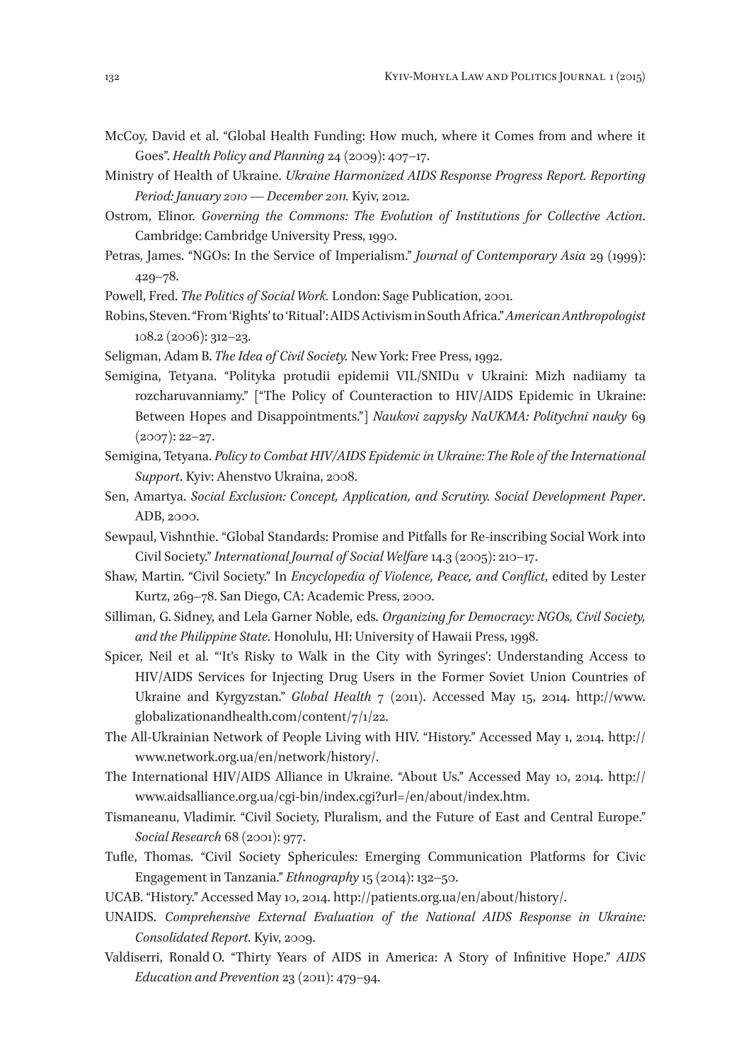McCoy, David et al. "Global Health Funding: How much, where it Comes from and where it Goes". *Health Policy and Planning* 24 (2009): 407–17.

Ministry of Health of Ukraine. *Ukraine Harmonized AIDS Response Progress Report. Reporting Period: January 2010 — December 2011.* Kyiv, 2012.

Ostrom, Elinor. *Governing the Commons: The Evolution of Institutions for Collective Action*. Cambridge: Cambridge University Press, 1990.

Petras, James. "NGOs: In the Service of Imperialism." *Journal of Contemporary Asia* 29 (1999): 429–78.

Powell, Fred. *The Politics of Social Work.* London: Sage Publication, 2001.

Robins, Steven. "From 'Rights' to 'Ritual': AIDS Activism in South Africa." *American Anthropologist* 108.2 (2006): 312–23.

Seligman, Adam B. *The Idea of Civil Society.* New York: Free Press, 1992.

Semigina, Tetyana. "Polityka protudii epidemii VIL/SNIDu v Ukraini: Mizh nadiiamy ta rozcharuvanniamy." ["The Policy of Counteraction to HIV/AIDS Epidemic in Ukraine: Between Hopes and Disappointments."] *Naukovi zapysky NaUKMA: Politychni nauky* 69 (2007): 22–27.

Semigina, Tetyana. *Policy to Combat HIV/AIDS Epidemic in Ukraine: The Role of the International Support*. Kyiv: Ahenstvo Ukraina, 2008.

Sen, Amartya. *Social Exclusion: Concept, Application, and Scrutiny. Social Development Paper*. ADB, 2000.

Sewpaul, Vishnthie. "Global Standards: Promise and Pitfalls for Re-inscribing Social Work into Civil Society." *International Journal of Social Welfare* 14.3 (2005): 210–17.

Shaw, Martin. "Civil Society." In *Encyclopedia of Violence, Peace, and Conflict*, edited by Lester Kurtz, 269–78. San Diego, CA: Academic Press, 2000.

Silliman, G. Sidney, and Lela Garner Noble, eds. *Organizing for Democracy: NGOs, Civil Society, and the Philippine State.* Honolulu, HI: University of Hawaii Press, 1998.

Spicer, Neil et al. "'It's Risky to Walk in the City with Syringes': Understanding Access to HIV/AIDS Services for Injecting Drug Users in the Former Soviet Union Countries of Ukraine and Kyrgyzstan." *Global Health* 7 (2011). Accessed May 15, 2014. http://www.globalizationandhealth.com/content/7/1/22.

The All-Ukrainian Network of People Living with HIV. "History." Accessed May 1, 2014. http://www.network.org.ua/en/network/history/.

The International HIV/AIDS Alliance in Ukraine. "About Us." Accessed May 10, 2014. http://www.aidsalliance.org.ua/cgi-bin/index.cgi?url=/en/about/index.htm.

Tismaneanu, Vladimir. "Civil Society, Pluralism, and the Future of East and Central Europe." *Social Research* 68 (2001): 977.

Tufle, Thomas. "Civil Society Sphericules: Emerging Communication Platforms for Civic Engagement in Tanzania." *Ethnography* 15 (2014): 132–50.

UCAB. "History." Accessed May 10, 2014. http://patients.org.ua/en/about/history/.

UNAIDS. *Comprehensive External Evaluation of the National AIDS Response in Ukraine: Consolidated Report.* Kyiv, 2009.

Valdiserri, Ronald O. "Thirty Years of AIDS in America: A Story of Infinitive Hope." *AIDS Education and Prevention* 23 (2011): 479–94.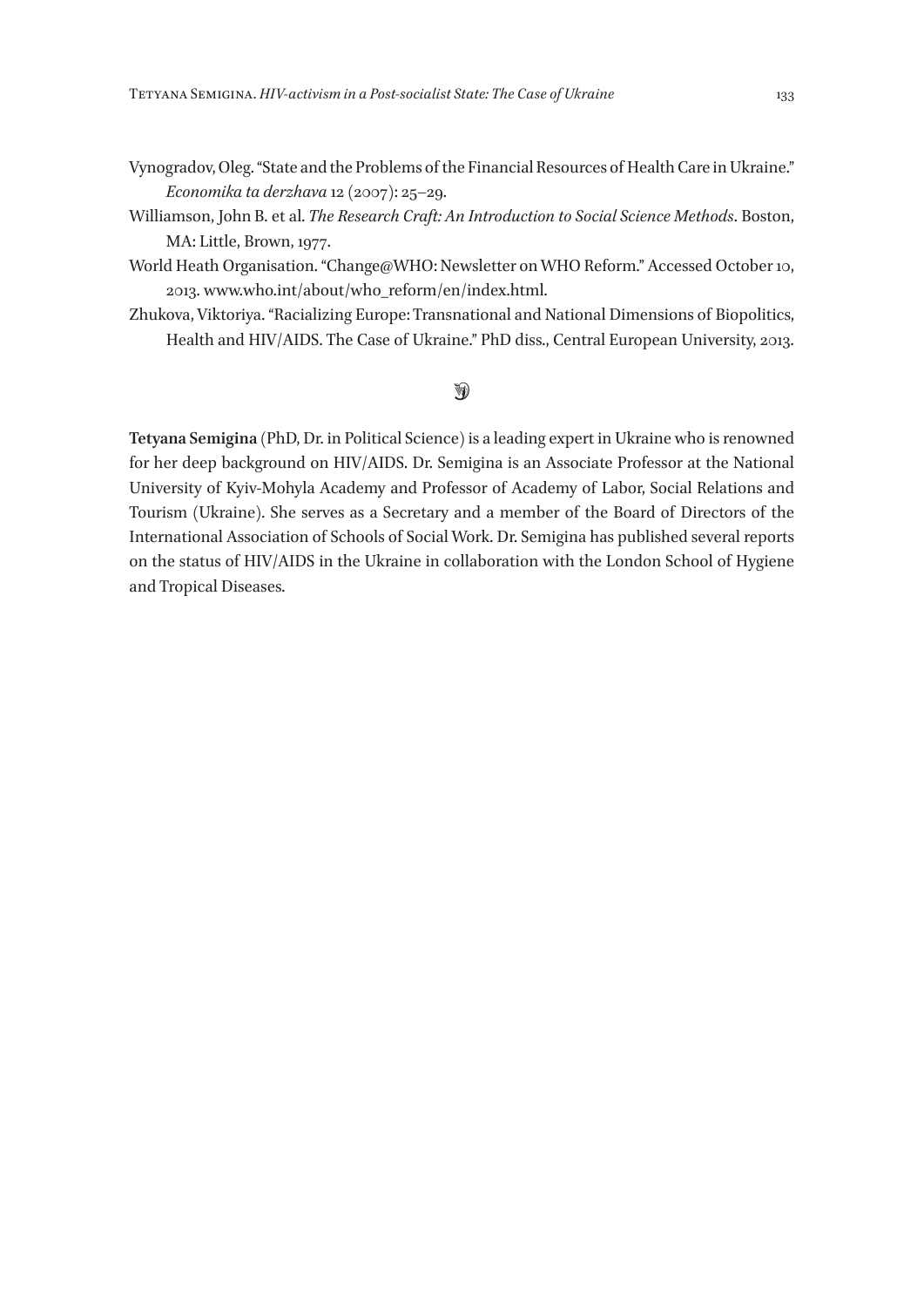Vynogradov, Oleg. "State and the Problems of the Financial Resources of Health Care in Ukraine." *Economika ta derzhava* 12 (2007): 25–29.

Williamson, John B. et al. *The Research Craft: An Introduction to Social Science Methods*. Boston, MA: Little, Brown, 1977.

World Heath Organisation. "Change@WHO: Newsletter on WHO Reform." Accessed October 10, 2013. www.who.int/about/who_reform/en/index.html.

Zhukova, Viktoriya. "Racializing Europe: Transnational and National Dimensions of Biopolitics, Health and HIV/AIDS. The Case of Ukraine." PhD diss., Central European University, 2013.

**Tetyana Semigina** (PhD, Dr. in Political Science) is a leading expert in Ukraine who is renowned for her deep background on HIV/AIDS. Dr. Semigina is an Associate Professor at the National University of Kyiv-Mohyla Academy and Professor of Academy of Labor, Social Relations and Tourism (Ukraine). She serves as a Secretary and a member of the Board of Directors of the International Association of Schools of Social Work. Dr. Semigina has published several reports on the status of HIV/AIDS in the Ukraine in collaboration with the London School of Hygiene and Tropical Diseases.